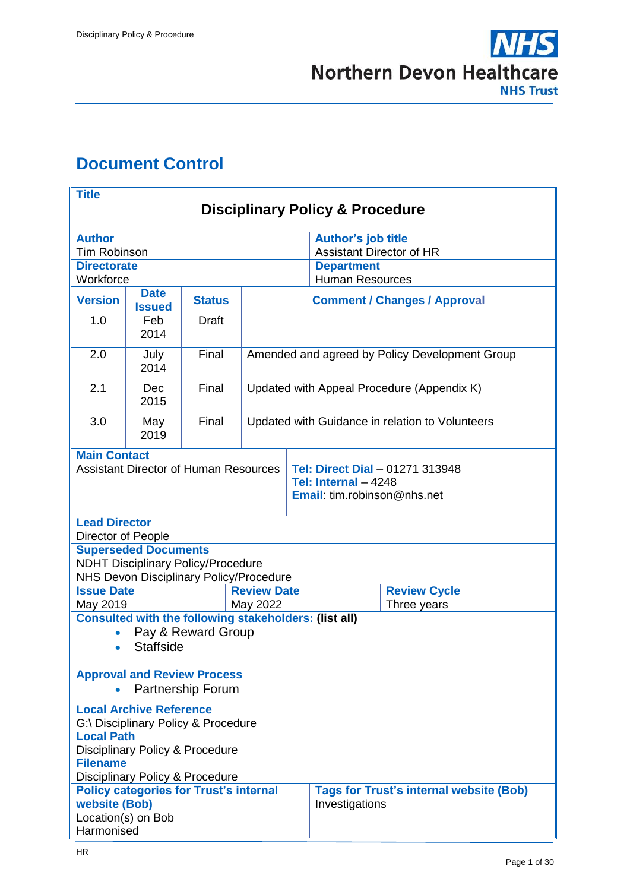# Document Control

| **Title** | | | |
|---|---|---|---|
| **Disciplinary Policy & Procedure** | | | |
| **Author**<br>Tim Robinson | | | **Author's job title**<br>Assistant Director of HR |
| **Directorate**<br>Workforce | | | **Department**<br>Human Resources |
| **Version** | **Date Issued** | **Status** | **Comment / Changes / Approval** |
| 1.0 | Feb 2014 | Draft | |
| 2.0 | July 2014 | Final | Amended and agreed by Policy Development Group |
| 2.1 | Dec 2015 | Final | Updated with Appeal Procedure (Appendix K) |
| 3.0 | May 2019 | Final | Updated with Guidance in relation to Volunteers |
| **Main Contact**<br>Assistant Director of Human Resources | | | **Tel: Direct Dial** – 01271 313948<br>**Tel: Internal** – 4248<br>**Email**: tim.robinson@nhs.net |
| **Lead Director**<br>Director of People | | | |
| **Superseded Documents**<br>NDHT Disciplinary Policy/Procedure<br>NHS Devon Disciplinary Policy/Procedure | | | |
| **Issue Date**<br>May 2019 | | **Review Date**<br>May 2022 | **Review Cycle**<br>Three years |
| **Consulted with the following stakeholders: (list all)**<br>• Pay & Reward Group<br>• Staffside | | | |
| **Approval and Review Process**<br>• Partnership Forum | | | |
| **Local Archive Reference**<br>G:\ Disciplinary Policy & Procedure<br>**Local Path**<br>Disciplinary Policy & Procedure<br>**Filename**<br>Disciplinary Policy & Procedure | | | |
| **Policy categories for Trust's internal website (Bob)**<br>Location(s) on Bob<br>Harmonised | | | **Tags for Trust's internal website (Bob)**<br>Investigations |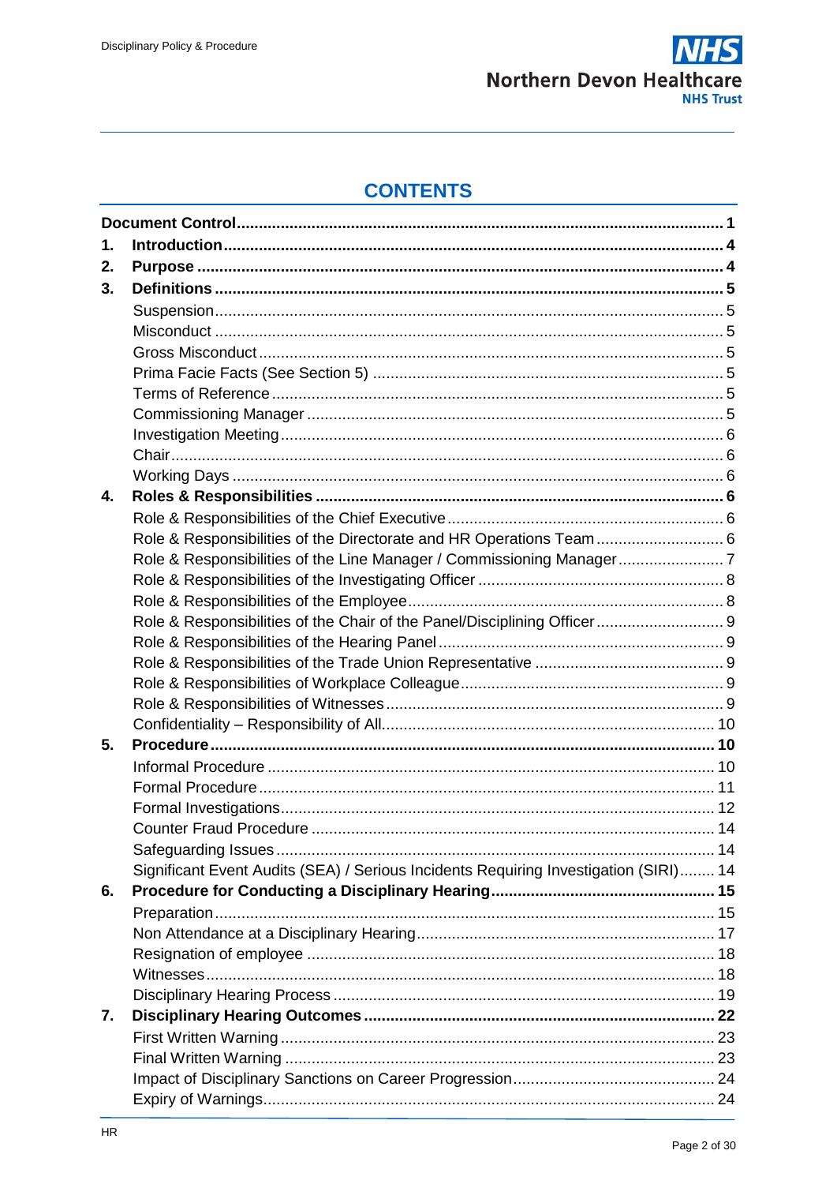# CONTENTS

| | | |
|---|---|---|
| **Document Control** | | **1** |
| **1.** | **Introduction** | **4** |
| **2.** | **Purpose** | **4** |
| **3.** | **Definitions** | **5** |
| | Suspension | 5 |
| | Misconduct | 5 |
| | Gross Misconduct | 5 |
| | Prima Facie Facts (See Section 5) | 5 |
| | Terms of Reference | 5 |
| | Commissioning Manager | 5 |
| | Investigation Meeting | 6 |
| | Chair | 6 |
| | Working Days | 6 |
| **4.** | **Roles & Responsibilities** | **6** |
| | Role & Responsibilities of the Chief Executive | 6 |
| | Role & Responsibilities of the Directorate and HR Operations Team | 6 |
| | Role & Responsibilities of the Line Manager / Commissioning Manager | 7 |
| | Role & Responsibilities of the Investigating Officer | 8 |
| | Role & Responsibilities of the Employee | 8 |
| | Role & Responsibilities of the Chair of the Panel/Disciplining Officer | 9 |
| | Role & Responsibilities of the Hearing Panel | 9 |
| | Role & Responsibilities of the Trade Union Representative | 9 |
| | Role & Responsibilities of Workplace Colleague | 9 |
| | Role & Responsibilities of Witnesses | 9 |
| | Confidentiality – Responsibility of All | 10 |
| **5.** | **Procedure** | **10** |
| | Informal Procedure | 10 |
| | Formal Procedure | 11 |
| | Formal Investigations | 12 |
| | Counter Fraud Procedure | 14 |
| | Safeguarding Issues | 14 |
| | Significant Event Audits (SEA) / Serious Incidents Requiring Investigation (SIRI) | 14 |
| **6.** | **Procedure for Conducting a Disciplinary Hearing** | **15** |
| | Preparation | 15 |
| | Non Attendance at a Disciplinary Hearing | 17 |
| | Resignation of employee | 18 |
| | Witnesses | 18 |
| | Disciplinary Hearing Process | 19 |
| **7.** | **Disciplinary Hearing Outcomes** | **22** |
| | First Written Warning | 23 |
| | Final Written Warning | 23 |
| | Impact of Disciplinary Sanctions on Career Progression | 24 |
| | Expiry of Warnings | 24 |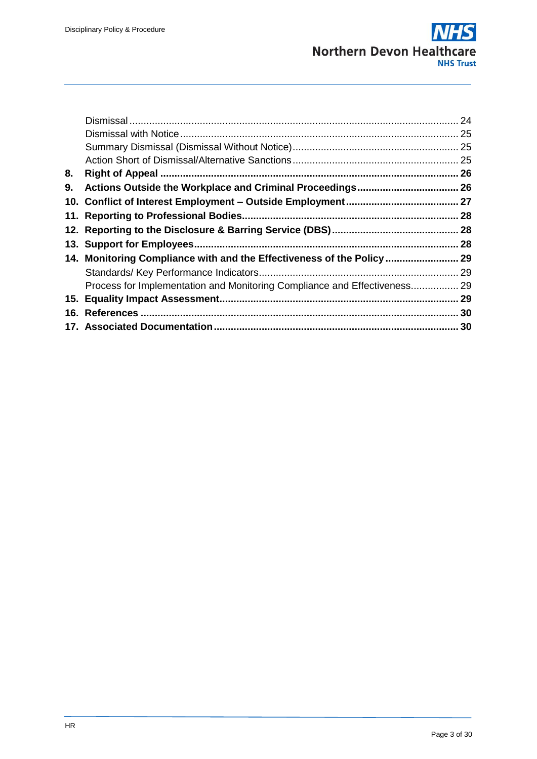Dismissal ..................................................................................................... 24
Dismissal with Notice ................................................................................... 25
Summary Dismissal (Dismissal Without Notice) ........................................... 25
Action Short of Dismissal/Alternative Sanctions ........................................... 25

**8. Right of Appeal ......................................................................................... 26**
**9. Actions Outside the Workplace and Criminal Proceedings .................................... 26**
**10. Conflict of Interest Employment – Outside Employment ........................................ 27**
**11. Reporting to Professional Bodies ............................................................................ 28**
**12. Reporting to the Disclosure & Barring Service (DBS) ............................................. 28**
**13. Support for Employees ............................................................................................ 28**
**14. Monitoring Compliance with and the Effectiveness of the Policy .......................... 29**

Standards/ Key Performance Indicators ...................................................................... 29
Process for Implementation and Monitoring Compliance and Effectiveness ................. 29

**15. Equality Impact Assessment ................................................................................... 29**
**16. References ............................................................................................................... 30**
**17. Associated Documentation ...................................................................................... 30**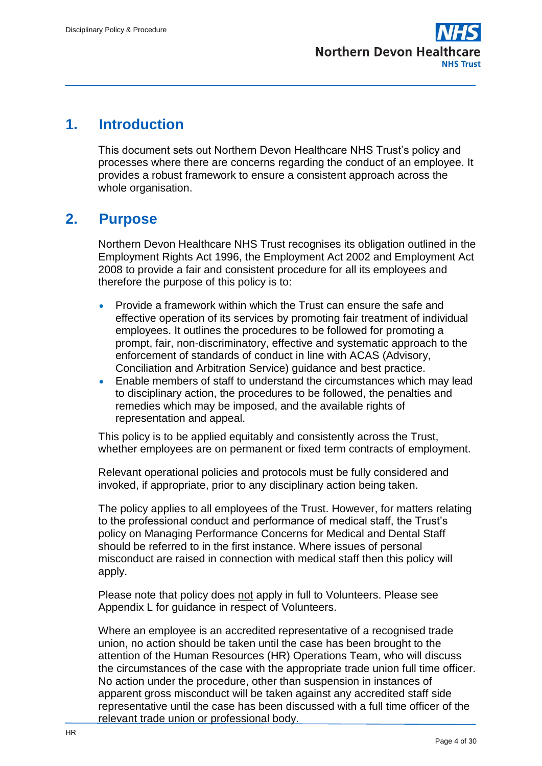## 1. Introduction

This document sets out Northern Devon Healthcare NHS Trust's policy and processes where there are concerns regarding the conduct of an employee. It provides a robust framework to ensure a consistent approach across the whole organisation.

## 2. Purpose

Northern Devon Healthcare NHS Trust recognises its obligation outlined in the Employment Rights Act 1996, the Employment Act 2002 and Employment Act 2008 to provide a fair and consistent procedure for all its employees and therefore the purpose of this policy is to:

- Provide a framework within which the Trust can ensure the safe and effective operation of its services by promoting fair treatment of individual employees. It outlines the procedures to be followed for promoting a prompt, fair, non-discriminatory, effective and systematic approach to the enforcement of standards of conduct in line with ACAS (Advisory, Conciliation and Arbitration Service) guidance and best practice.
- Enable members of staff to understand the circumstances which may lead to disciplinary action, the procedures to be followed, the penalties and remedies which may be imposed, and the available rights of representation and appeal.

This policy is to be applied equitably and consistently across the Trust, whether employees are on permanent or fixed term contracts of employment.

Relevant operational policies and protocols must be fully considered and invoked, if appropriate, prior to any disciplinary action being taken.

The policy applies to all employees of the Trust. However, for matters relating to the professional conduct and performance of medical staff, the Trust's policy on Managing Performance Concerns for Medical and Dental Staff should be referred to in the first instance. Where issues of personal misconduct are raised in connection with medical staff then this policy will apply.

Please note that policy does not apply in full to Volunteers. Please see Appendix L for guidance in respect of Volunteers.

Where an employee is an accredited representative of a recognised trade union, no action should be taken until the case has been brought to the attention of the Human Resources (HR) Operations Team, who will discuss the circumstances of the case with the appropriate trade union full time officer. No action under the procedure, other than suspension in instances of apparent gross misconduct will be taken against any accredited staff side representative until the case has been discussed with a full time officer of the relevant trade union or professional body.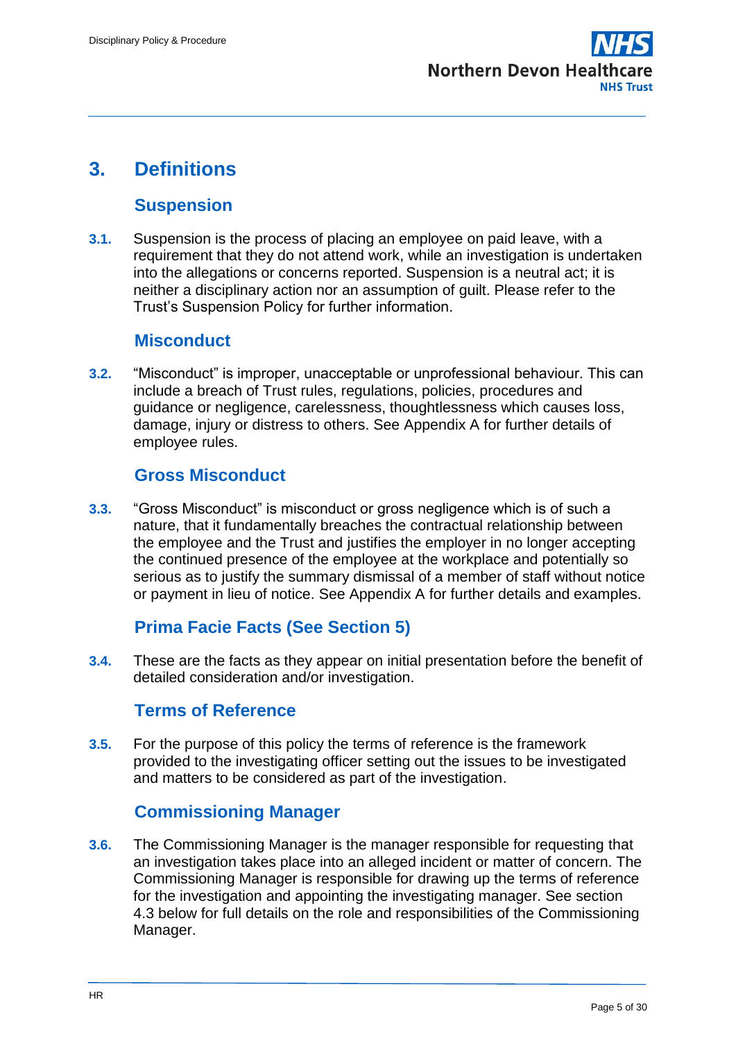# 3. Definitions

## Suspension

**3.1.** Suspension is the process of placing an employee on paid leave, with a requirement that they do not attend work, while an investigation is undertaken into the allegations or concerns reported. Suspension is a neutral act; it is neither a disciplinary action nor an assumption of guilt. Please refer to the Trust's Suspension Policy for further information.

## Misconduct

**3.2.** "Misconduct" is improper, unacceptable or unprofessional behaviour. This can include a breach of Trust rules, regulations, policies, procedures and guidance or negligence, carelessness, thoughtlessness which causes loss, damage, injury or distress to others. See Appendix A for further details of employee rules.

## Gross Misconduct

**3.3.** "Gross Misconduct" is misconduct or gross negligence which is of such a nature, that it fundamentally breaches the contractual relationship between the employee and the Trust and justifies the employer in no longer accepting the continued presence of the employee at the workplace and potentially so serious as to justify the summary dismissal of a member of staff without notice or payment in lieu of notice. See Appendix A for further details and examples.

## Prima Facie Facts (See Section 5)

**3.4.** These are the facts as they appear on initial presentation before the benefit of detailed consideration and/or investigation.

## Terms of Reference

**3.5.** For the purpose of this policy the terms of reference is the framework provided to the investigating officer setting out the issues to be investigated and matters to be considered as part of the investigation.

## Commissioning Manager

**3.6.** The Commissioning Manager is the manager responsible for requesting that an investigation takes place into an alleged incident or matter of concern. The Commissioning Manager is responsible for drawing up the terms of reference for the investigation and appointing the investigating manager. See section 4.3 below for full details on the role and responsibilities of the Commissioning Manager.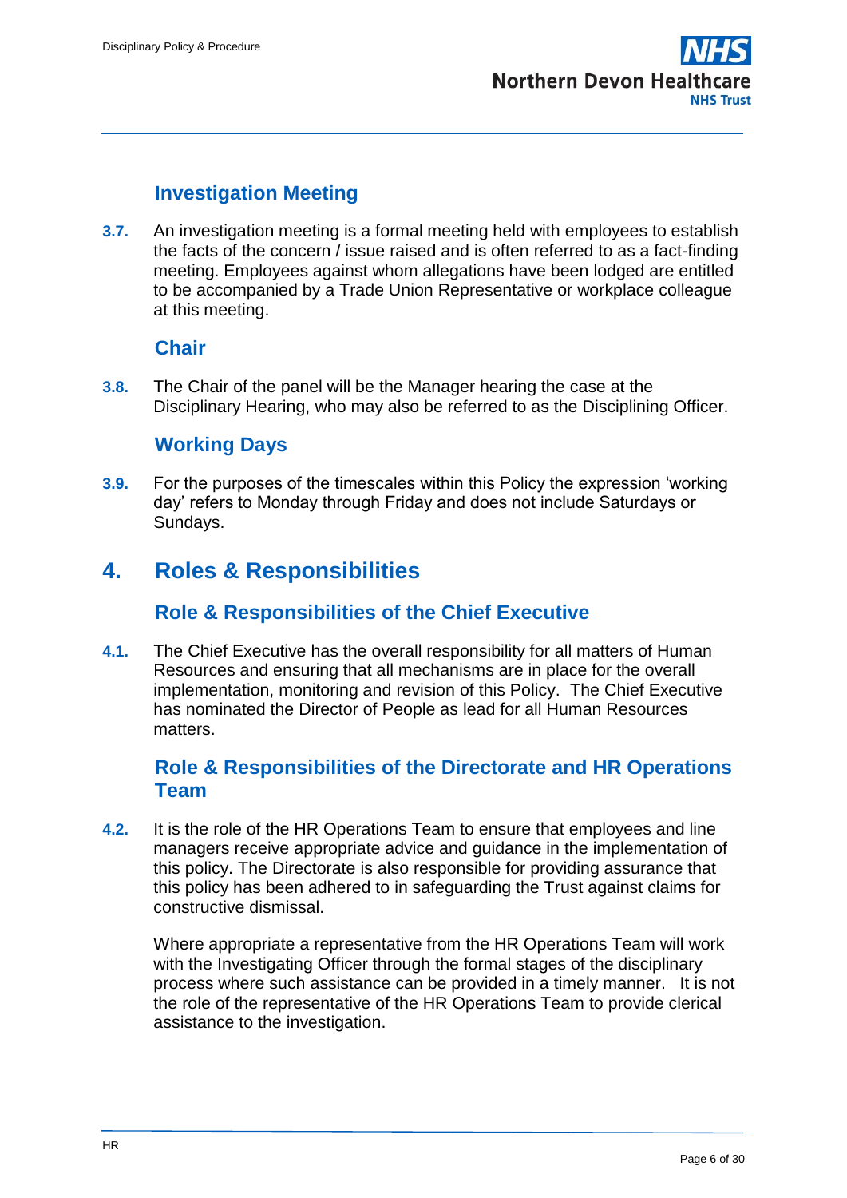### Investigation Meeting

**3.7.** An investigation meeting is a formal meeting held with employees to establish the facts of the concern / issue raised and is often referred to as a fact-finding meeting. Employees against whom allegations have been lodged are entitled to be accompanied by a Trade Union Representative or workplace colleague at this meeting.

### Chair

**3.8.** The Chair of the panel will be the Manager hearing the case at the Disciplinary Hearing, who may also be referred to as the Disciplining Officer.

### Working Days

**3.9.** For the purposes of the timescales within this Policy the expression 'working day' refers to Monday through Friday and does not include Saturdays or Sundays.

## 4. Roles & Responsibilities

### Role & Responsibilities of the Chief Executive

**4.1.** The Chief Executive has the overall responsibility for all matters of Human Resources and ensuring that all mechanisms are in place for the overall implementation, monitoring and revision of this Policy. The Chief Executive has nominated the Director of People as lead for all Human Resources matters.

### Role & Responsibilities of the Directorate and HR Operations Team

**4.2.** It is the role of the HR Operations Team to ensure that employees and line managers receive appropriate advice and guidance in the implementation of this policy. The Directorate is also responsible for providing assurance that this policy has been adhered to in safeguarding the Trust against claims for constructive dismissal.

Where appropriate a representative from the HR Operations Team will work with the Investigating Officer through the formal stages of the disciplinary process where such assistance can be provided in a timely manner. It is not the role of the representative of the HR Operations Team to provide clerical assistance to the investigation.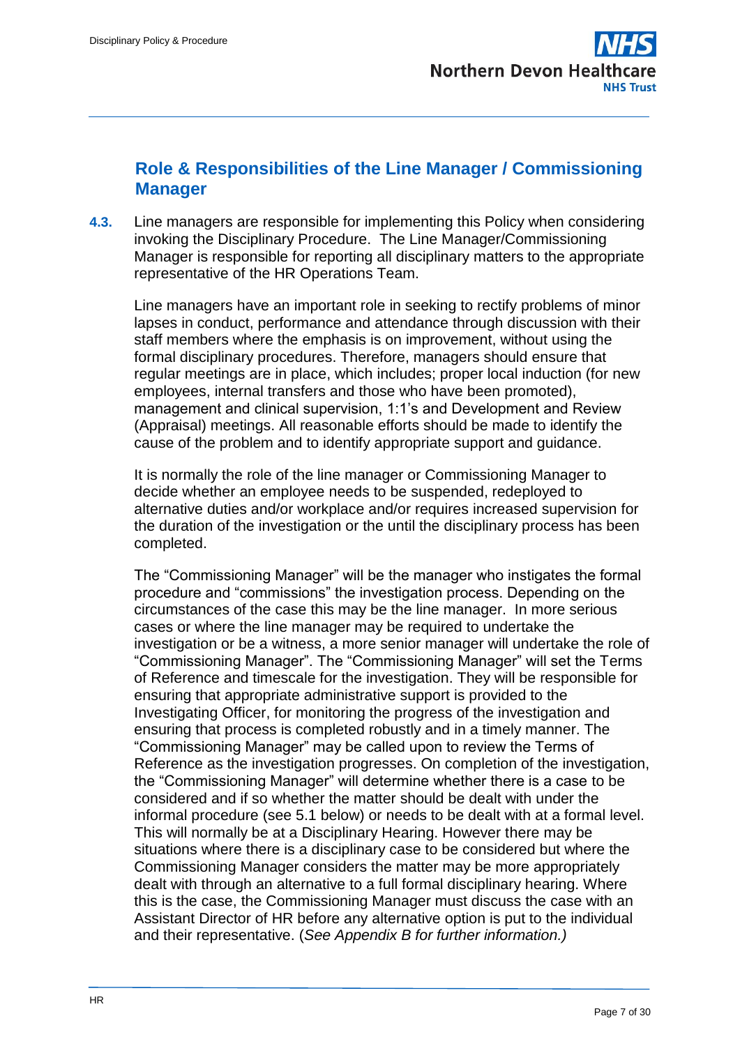## Role & Responsibilities of the Line Manager / Commissioning Manager

**4.3.** Line managers are responsible for implementing this Policy when considering invoking the Disciplinary Procedure. The Line Manager/Commissioning Manager is responsible for reporting all disciplinary matters to the appropriate representative of the HR Operations Team.

Line managers have an important role in seeking to rectify problems of minor lapses in conduct, performance and attendance through discussion with their staff members where the emphasis is on improvement, without using the formal disciplinary procedures. Therefore, managers should ensure that regular meetings are in place, which includes; proper local induction (for new employees, internal transfers and those who have been promoted), management and clinical supervision, 1:1's and Development and Review (Appraisal) meetings. All reasonable efforts should be made to identify the cause of the problem and to identify appropriate support and guidance.

It is normally the role of the line manager or Commissioning Manager to decide whether an employee needs to be suspended, redeployed to alternative duties and/or workplace and/or requires increased supervision for the duration of the investigation or the until the disciplinary process has been completed.

The "Commissioning Manager" will be the manager who instigates the formal procedure and "commissions" the investigation process. Depending on the circumstances of the case this may be the line manager. In more serious cases or where the line manager may be required to undertake the investigation or be a witness, a more senior manager will undertake the role of "Commissioning Manager". The "Commissioning Manager" will set the Terms of Reference and timescale for the investigation. They will be responsible for ensuring that appropriate administrative support is provided to the Investigating Officer, for monitoring the progress of the investigation and ensuring that process is completed robustly and in a timely manner. The "Commissioning Manager" may be called upon to review the Terms of Reference as the investigation progresses. On completion of the investigation, the "Commissioning Manager" will determine whether there is a case to be considered and if so whether the matter should be dealt with under the informal procedure (see 5.1 below) or needs to be dealt with at a formal level. This will normally be at a Disciplinary Hearing. However there may be situations where there is a disciplinary case to be considered but where the Commissioning Manager considers the matter may be more appropriately dealt with through an alternative to a full formal disciplinary hearing. Where this is the case, the Commissioning Manager must discuss the case with an Assistant Director of HR before any alternative option is put to the individual and their representative. (*See Appendix B for further information.)*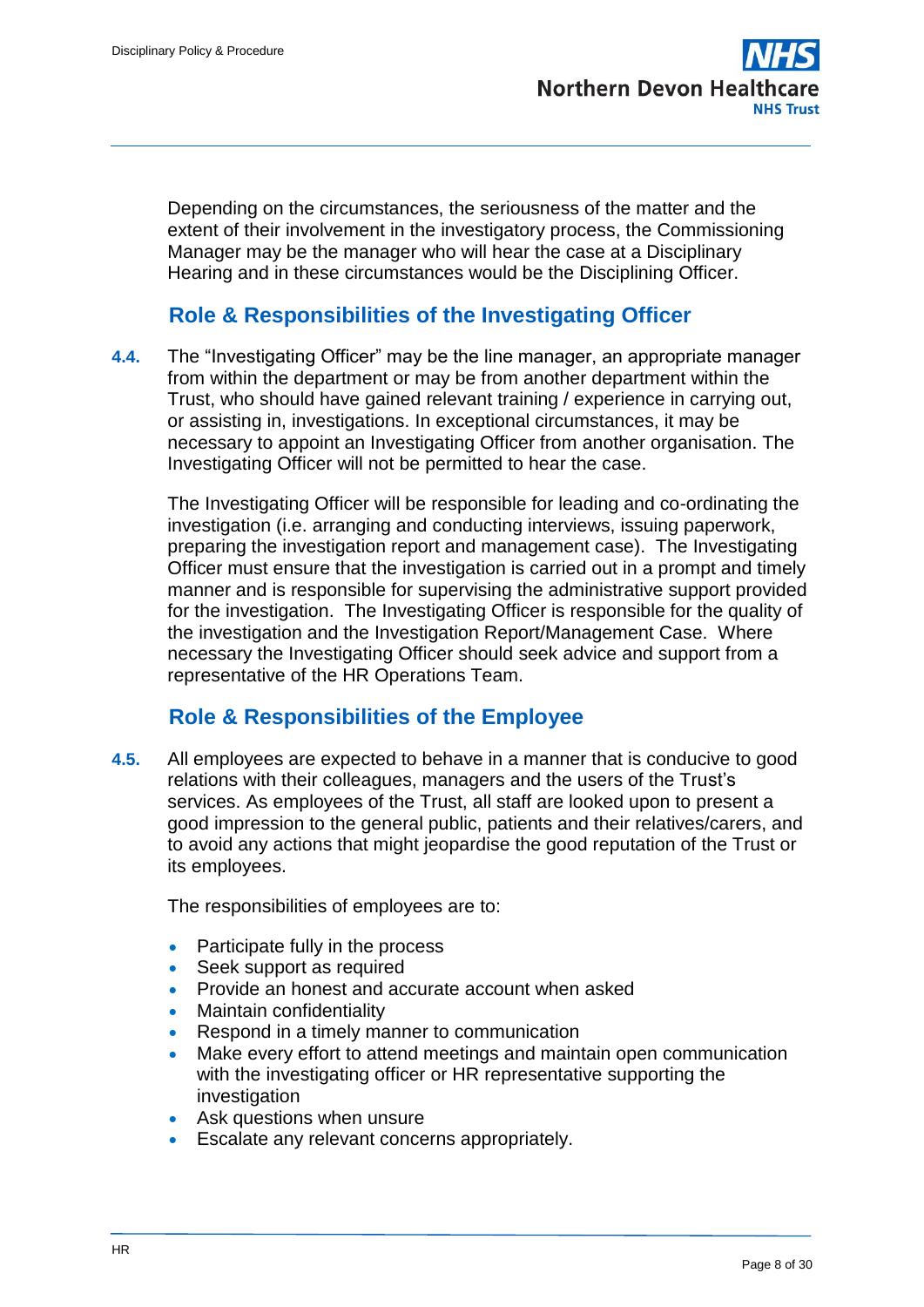Depending on the circumstances, the seriousness of the matter and the extent of their involvement in the investigatory process, the Commissioning Manager may be the manager who will hear the case at a Disciplinary Hearing and in these circumstances would be the Disciplining Officer.

## Role & Responsibilities of the Investigating Officer

**4.4.** The "Investigating Officer" may be the line manager, an appropriate manager from within the department or may be from another department within the Trust, who should have gained relevant training / experience in carrying out, or assisting in, investigations. In exceptional circumstances, it may be necessary to appoint an Investigating Officer from another organisation. The Investigating Officer will not be permitted to hear the case.

The Investigating Officer will be responsible for leading and co-ordinating the investigation (i.e. arranging and conducting interviews, issuing paperwork, preparing the investigation report and management case). The Investigating Officer must ensure that the investigation is carried out in a prompt and timely manner and is responsible for supervising the administrative support provided for the investigation. The Investigating Officer is responsible for the quality of the investigation and the Investigation Report/Management Case. Where necessary the Investigating Officer should seek advice and support from a representative of the HR Operations Team.

## Role & Responsibilities of the Employee

**4.5.** All employees are expected to behave in a manner that is conducive to good relations with their colleagues, managers and the users of the Trust's services. As employees of the Trust, all staff are looked upon to present a good impression to the general public, patients and their relatives/carers, and to avoid any actions that might jeopardise the good reputation of the Trust or its employees.

The responsibilities of employees are to:

- Participate fully in the process
- Seek support as required
- Provide an honest and accurate account when asked
- Maintain confidentiality
- Respond in a timely manner to communication
- Make every effort to attend meetings and maintain open communication with the investigating officer or HR representative supporting the investigation
- Ask questions when unsure
- Escalate any relevant concerns appropriately.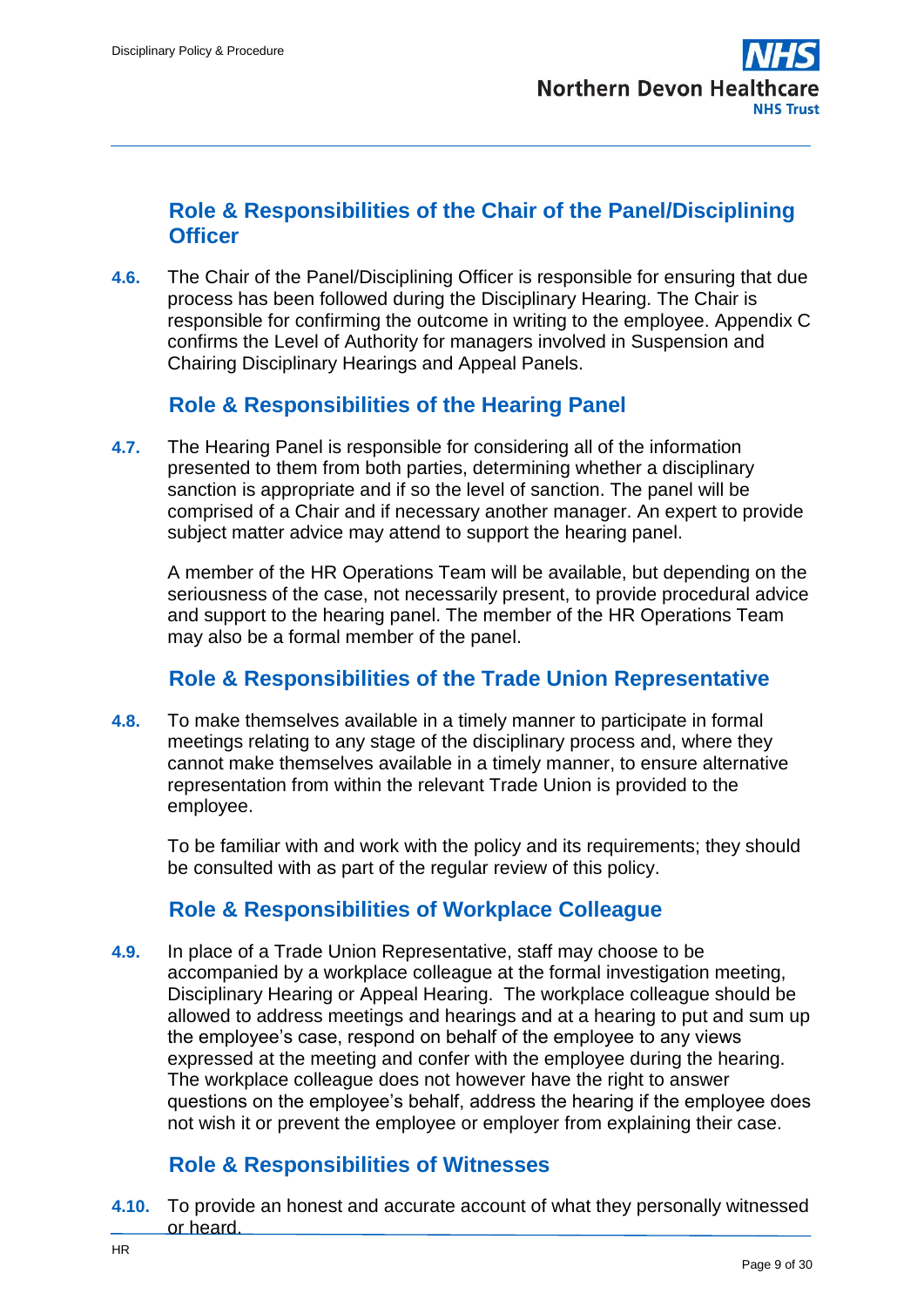## Role & Responsibilities of the Chair of the Panel/Disciplining Officer

**4.6.** The Chair of the Panel/Disciplining Officer is responsible for ensuring that due process has been followed during the Disciplinary Hearing. The Chair is responsible for confirming the outcome in writing to the employee. Appendix C confirms the Level of Authority for managers involved in Suspension and Chairing Disciplinary Hearings and Appeal Panels.

## Role & Responsibilities of the Hearing Panel

**4.7.** The Hearing Panel is responsible for considering all of the information presented to them from both parties, determining whether a disciplinary sanction is appropriate and if so the level of sanction. The panel will be comprised of a Chair and if necessary another manager. An expert to provide subject matter advice may attend to support the hearing panel.

A member of the HR Operations Team will be available, but depending on the seriousness of the case, not necessarily present, to provide procedural advice and support to the hearing panel. The member of the HR Operations Team may also be a formal member of the panel.

## Role & Responsibilities of the Trade Union Representative

**4.8.** To make themselves available in a timely manner to participate in formal meetings relating to any stage of the disciplinary process and, where they cannot make themselves available in a timely manner, to ensure alternative representation from within the relevant Trade Union is provided to the employee.

To be familiar with and work with the policy and its requirements; they should be consulted with as part of the regular review of this policy.

## Role & Responsibilities of Workplace Colleague

**4.9.** In place of a Trade Union Representative, staff may choose to be accompanied by a workplace colleague at the formal investigation meeting, Disciplinary Hearing or Appeal Hearing. The workplace colleague should be allowed to address meetings and hearings and at a hearing to put and sum up the employee's case, respond on behalf of the employee to any views expressed at the meeting and confer with the employee during the hearing. The workplace colleague does not however have the right to answer questions on the employee's behalf, address the hearing if the employee does not wish it or prevent the employee or employer from explaining their case.

## Role & Responsibilities of Witnesses

**4.10.** To provide an honest and accurate account of what they personally witnessed or heard.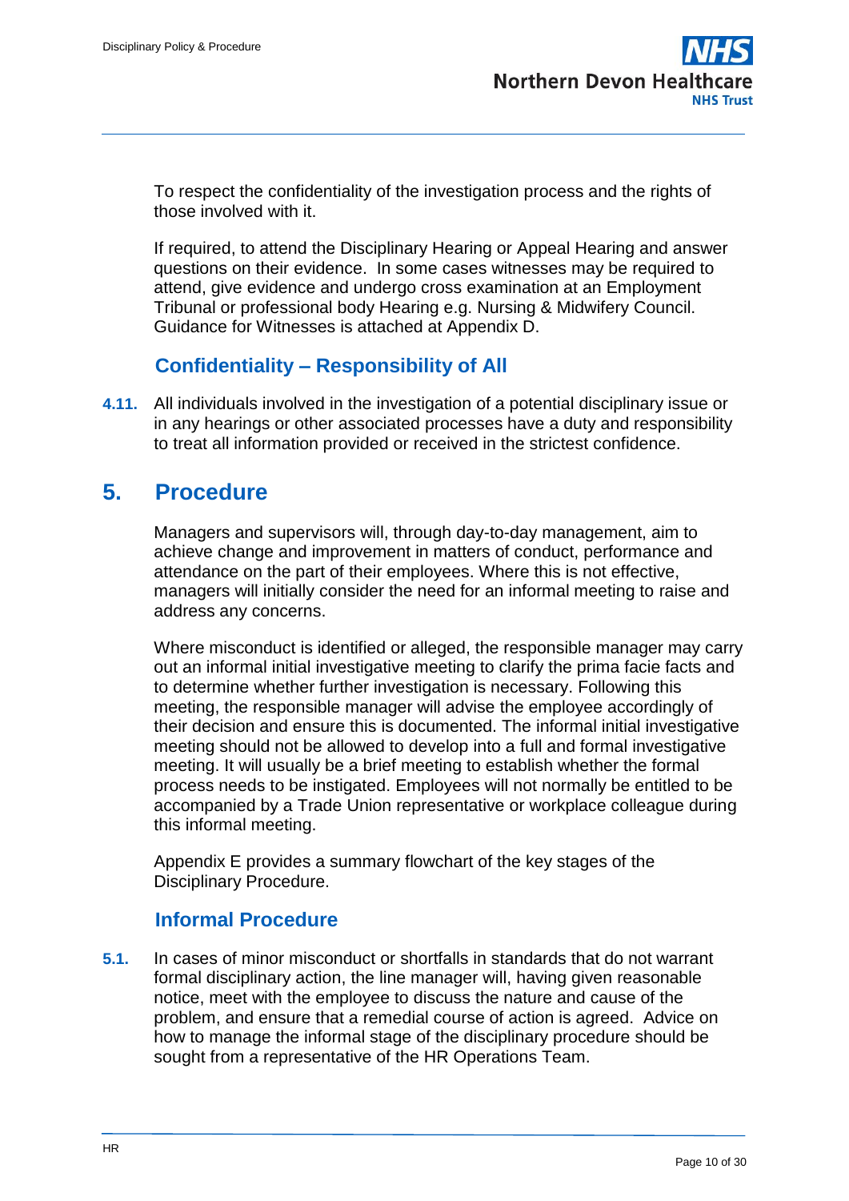To respect the confidentiality of the investigation process and the rights of those involved with it.

If required, to attend the Disciplinary Hearing or Appeal Hearing and answer questions on their evidence. In some cases witnesses may be required to attend, give evidence and undergo cross examination at an Employment Tribunal or professional body Hearing e.g. Nursing & Midwifery Council. Guidance for Witnesses is attached at Appendix D.

### Confidentiality – Responsibility of All

**4.11.** All individuals involved in the investigation of a potential disciplinary issue or in any hearings or other associated processes have a duty and responsibility to treat all information provided or received in the strictest confidence.

## 5. Procedure

Managers and supervisors will, through day-to-day management, aim to achieve change and improvement in matters of conduct, performance and attendance on the part of their employees. Where this is not effective, managers will initially consider the need for an informal meeting to raise and address any concerns.

Where misconduct is identified or alleged, the responsible manager may carry out an informal initial investigative meeting to clarify the prima facie facts and to determine whether further investigation is necessary. Following this meeting, the responsible manager will advise the employee accordingly of their decision and ensure this is documented. The informal initial investigative meeting should not be allowed to develop into a full and formal investigative meeting. It will usually be a brief meeting to establish whether the formal process needs to be instigated. Employees will not normally be entitled to be accompanied by a Trade Union representative or workplace colleague during this informal meeting.

Appendix E provides a summary flowchart of the key stages of the Disciplinary Procedure.

### Informal Procedure

**5.1.** In cases of minor misconduct or shortfalls in standards that do not warrant formal disciplinary action, the line manager will, having given reasonable notice, meet with the employee to discuss the nature and cause of the problem, and ensure that a remedial course of action is agreed. Advice on how to manage the informal stage of the disciplinary procedure should be sought from a representative of the HR Operations Team.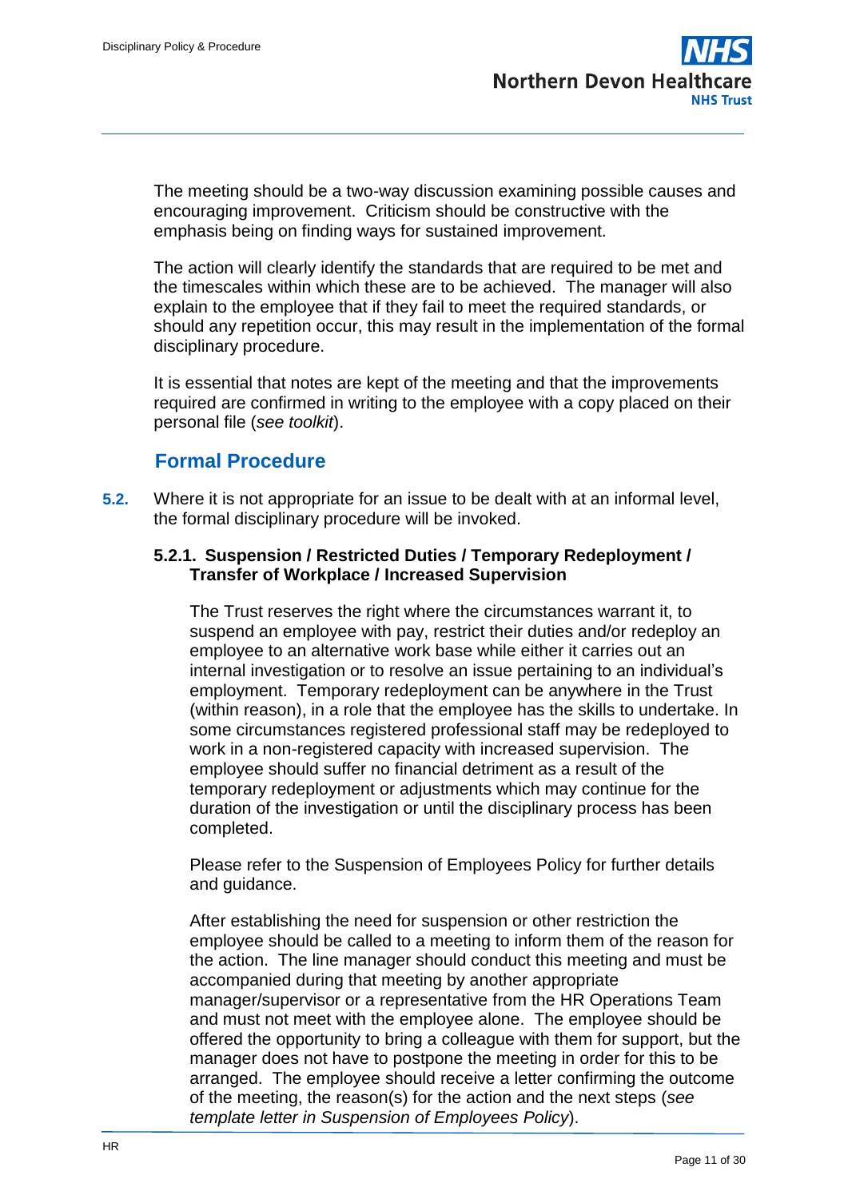The meeting should be a two-way discussion examining possible causes and encouraging improvement. Criticism should be constructive with the emphasis being on finding ways for sustained improvement.

The action will clearly identify the standards that are required to be met and the timescales within which these are to be achieved. The manager will also explain to the employee that if they fail to meet the required standards, or should any repetition occur, this may result in the implementation of the formal disciplinary procedure.

It is essential that notes are kept of the meeting and that the improvements required are confirmed in writing to the employee with a copy placed on their personal file (*see toolkit*).

## Formal Procedure

**5.2.** Where it is not appropriate for an issue to be dealt with at an informal level, the formal disciplinary procedure will be invoked.

### 5.2.1. Suspension / Restricted Duties / Temporary Redeployment / Transfer of Workplace / Increased Supervision

The Trust reserves the right where the circumstances warrant it, to suspend an employee with pay, restrict their duties and/or redeploy an employee to an alternative work base while either it carries out an internal investigation or to resolve an issue pertaining to an individual's employment. Temporary redeployment can be anywhere in the Trust (within reason), in a role that the employee has the skills to undertake. In some circumstances registered professional staff may be redeployed to work in a non-registered capacity with increased supervision. The employee should suffer no financial detriment as a result of the temporary redeployment or adjustments which may continue for the duration of the investigation or until the disciplinary process has been completed.

Please refer to the Suspension of Employees Policy for further details and guidance.

After establishing the need for suspension or other restriction the employee should be called to a meeting to inform them of the reason for the action. The line manager should conduct this meeting and must be accompanied during that meeting by another appropriate manager/supervisor or a representative from the HR Operations Team and must not meet with the employee alone. The employee should be offered the opportunity to bring a colleague with them for support, but the manager does not have to postpone the meeting in order for this to be arranged. The employee should receive a letter confirming the outcome of the meeting, the reason(s) for the action and the next steps (*see template letter in Suspension of Employees Policy*).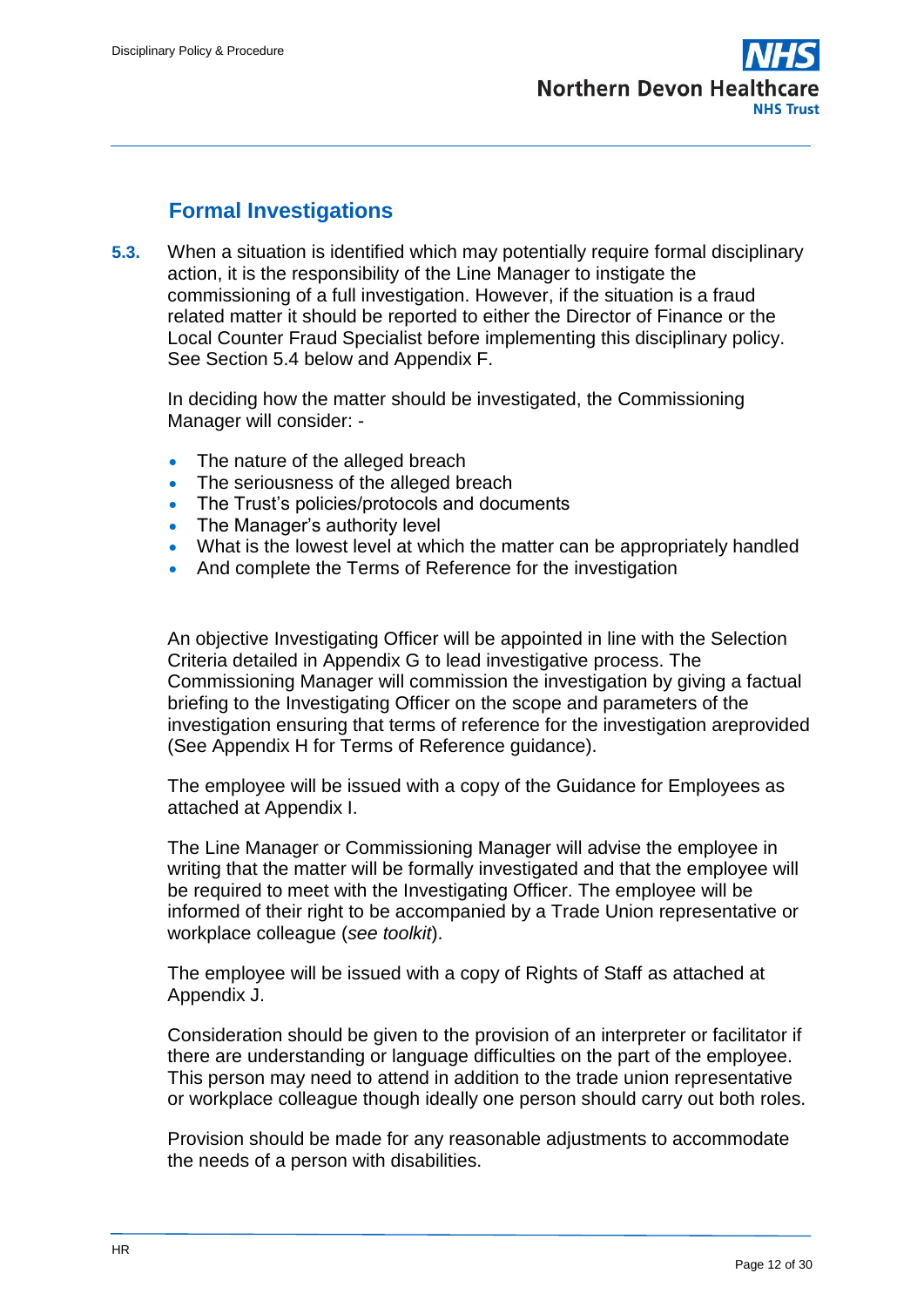## Formal Investigations

**5.3.** When a situation is identified which may potentially require formal disciplinary action, it is the responsibility of the Line Manager to instigate the commissioning of a full investigation. However, if the situation is a fraud related matter it should be reported to either the Director of Finance or the Local Counter Fraud Specialist before implementing this disciplinary policy. See Section 5.4 below and Appendix F.

In deciding how the matter should be investigated, the Commissioning Manager will consider: -

- The nature of the alleged breach
- The seriousness of the alleged breach
- The Trust's policies/protocols and documents
- The Manager's authority level
- What is the lowest level at which the matter can be appropriately handled
- And complete the Terms of Reference for the investigation

An objective Investigating Officer will be appointed in line with the Selection Criteria detailed in Appendix G to lead investigative process. The Commissioning Manager will commission the investigation by giving a factual briefing to the Investigating Officer on the scope and parameters of the investigation ensuring that terms of reference for the investigation areprovided (See Appendix H for Terms of Reference guidance).

The employee will be issued with a copy of the Guidance for Employees as attached at Appendix I.

The Line Manager or Commissioning Manager will advise the employee in writing that the matter will be formally investigated and that the employee will be required to meet with the Investigating Officer. The employee will be informed of their right to be accompanied by a Trade Union representative or workplace colleague (*see toolkit*).

The employee will be issued with a copy of Rights of Staff as attached at Appendix J.

Consideration should be given to the provision of an interpreter or facilitator if there are understanding or language difficulties on the part of the employee. This person may need to attend in addition to the trade union representative or workplace colleague though ideally one person should carry out both roles.

Provision should be made for any reasonable adjustments to accommodate the needs of a person with disabilities.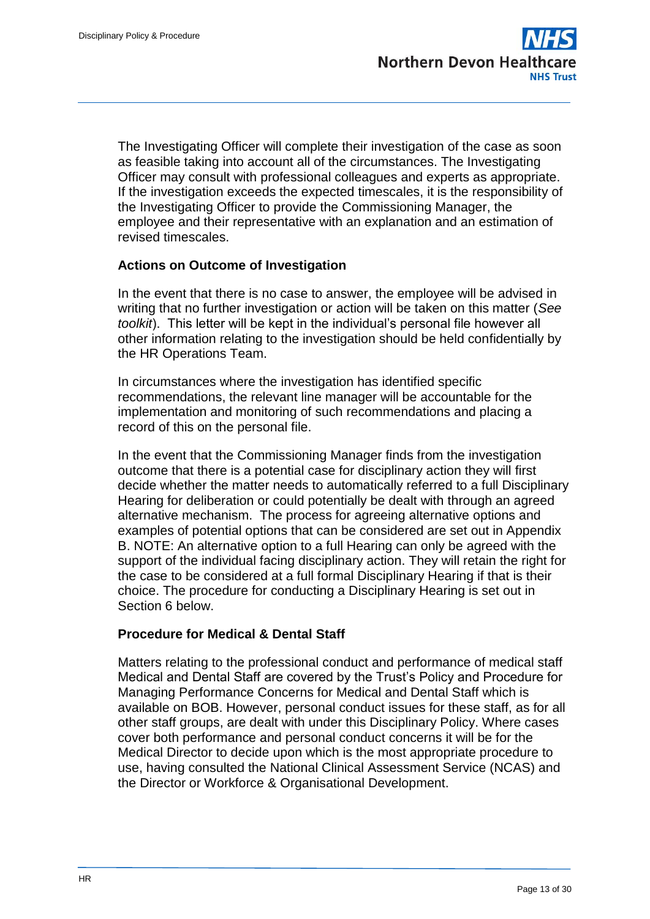The Investigating Officer will complete their investigation of the case as soon as feasible taking into account all of the circumstances. The Investigating Officer may consult with professional colleagues and experts as appropriate. If the investigation exceeds the expected timescales, it is the responsibility of the Investigating Officer to provide the Commissioning Manager, the employee and their representative with an explanation and an estimation of revised timescales.

**Actions on Outcome of Investigation**

In the event that there is no case to answer, the employee will be advised in writing that no further investigation or action will be taken on this matter (*See toolkit*). This letter will be kept in the individual's personal file however all other information relating to the investigation should be held confidentially by the HR Operations Team.

In circumstances where the investigation has identified specific recommendations, the relevant line manager will be accountable for the implementation and monitoring of such recommendations and placing a record of this on the personal file.

In the event that the Commissioning Manager finds from the investigation outcome that there is a potential case for disciplinary action they will first decide whether the matter needs to automatically referred to a full Disciplinary Hearing for deliberation or could potentially be dealt with through an agreed alternative mechanism. The process for agreeing alternative options and examples of potential options that can be considered are set out in Appendix B. NOTE: An alternative option to a full Hearing can only be agreed with the support of the individual facing disciplinary action. They will retain the right for the case to be considered at a full formal Disciplinary Hearing if that is their choice. The procedure for conducting a Disciplinary Hearing is set out in Section 6 below.

**Procedure for Medical & Dental Staff**

Matters relating to the professional conduct and performance of medical staff Medical and Dental Staff are covered by the Trust's Policy and Procedure for Managing Performance Concerns for Medical and Dental Staff which is available on BOB. However, personal conduct issues for these staff, as for all other staff groups, are dealt with under this Disciplinary Policy. Where cases cover both performance and personal conduct concerns it will be for the Medical Director to decide upon which is the most appropriate procedure to use, having consulted the National Clinical Assessment Service (NCAS) and the Director or Workforce & Organisational Development.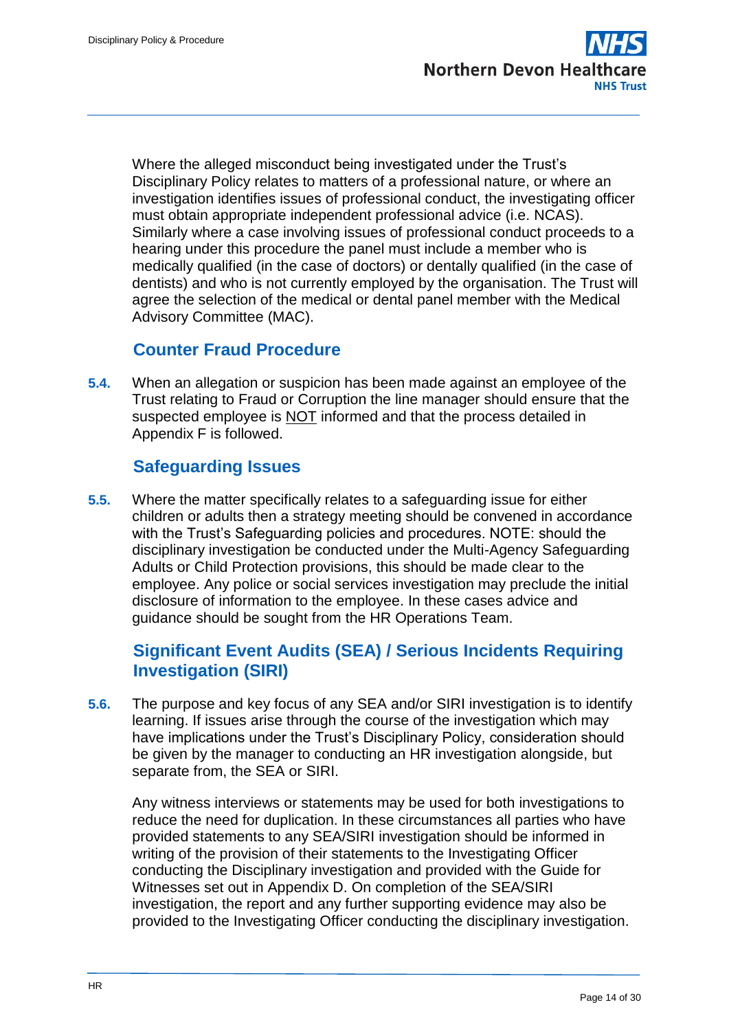Where the alleged misconduct being investigated under the Trust's Disciplinary Policy relates to matters of a professional nature, or where an investigation identifies issues of professional conduct, the investigating officer must obtain appropriate independent professional advice (i.e. NCAS). Similarly where a case involving issues of professional conduct proceeds to a hearing under this procedure the panel must include a member who is medically qualified (in the case of doctors) or dentally qualified (in the case of dentists) and who is not currently employed by the organisation. The Trust will agree the selection of the medical or dental panel member with the Medical Advisory Committee (MAC).

## Counter Fraud Procedure

**5.4.** When an allegation or suspicion has been made against an employee of the Trust relating to Fraud or Corruption the line manager should ensure that the suspected employee is <u>NOT</u> informed and that the process detailed in Appendix F is followed.

## Safeguarding Issues

**5.5.** Where the matter specifically relates to a safeguarding issue for either children or adults then a strategy meeting should be convened in accordance with the Trust's Safeguarding policies and procedures. NOTE: should the disciplinary investigation be conducted under the Multi-Agency Safeguarding Adults or Child Protection provisions, this should be made clear to the employee. Any police or social services investigation may preclude the initial disclosure of information to the employee. In these cases advice and guidance should be sought from the HR Operations Team.

## Significant Event Audits (SEA) / Serious Incidents Requiring Investigation (SIRI)

**5.6.** The purpose and key focus of any SEA and/or SIRI investigation is to identify learning. If issues arise through the course of the investigation which may have implications under the Trust's Disciplinary Policy, consideration should be given by the manager to conducting an HR investigation alongside, but separate from, the SEA or SIRI.

Any witness interviews or statements may be used for both investigations to reduce the need for duplication. In these circumstances all parties who have provided statements to any SEA/SIRI investigation should be informed in writing of the provision of their statements to the Investigating Officer conducting the Disciplinary investigation and provided with the Guide for Witnesses set out in Appendix D. On completion of the SEA/SIRI investigation, the report and any further supporting evidence may also be provided to the Investigating Officer conducting the disciplinary investigation.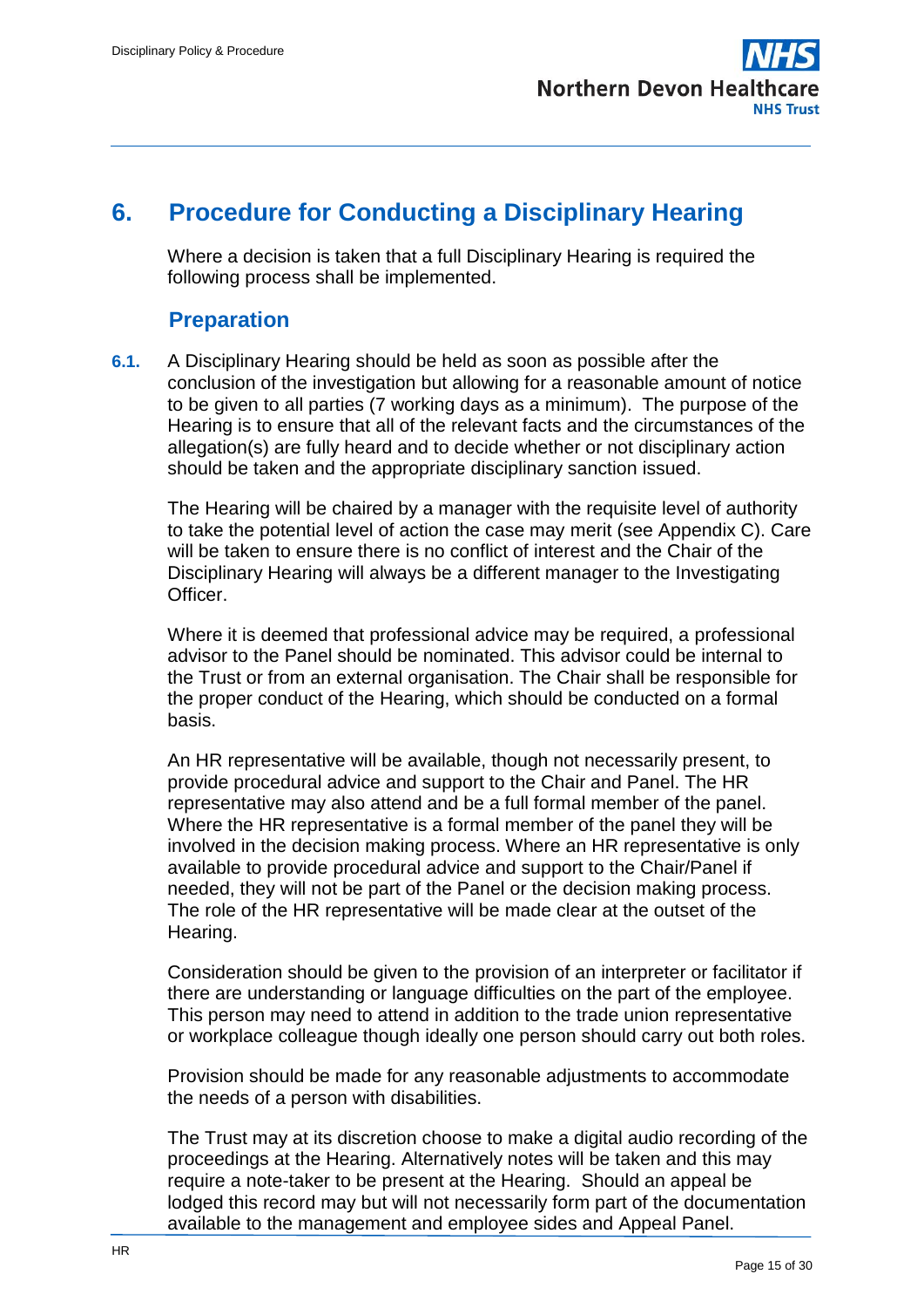# 6. Procedure for Conducting a Disciplinary Hearing

Where a decision is taken that a full Disciplinary Hearing is required the following process shall be implemented.

## Preparation

**6.1.** A Disciplinary Hearing should be held as soon as possible after the conclusion of the investigation but allowing for a reasonable amount of notice to be given to all parties (7 working days as a minimum). The purpose of the Hearing is to ensure that all of the relevant facts and the circumstances of the allegation(s) are fully heard and to decide whether or not disciplinary action should be taken and the appropriate disciplinary sanction issued.

The Hearing will be chaired by a manager with the requisite level of authority to take the potential level of action the case may merit (see Appendix C). Care will be taken to ensure there is no conflict of interest and the Chair of the Disciplinary Hearing will always be a different manager to the Investigating Officer.

Where it is deemed that professional advice may be required, a professional advisor to the Panel should be nominated. This advisor could be internal to the Trust or from an external organisation. The Chair shall be responsible for the proper conduct of the Hearing, which should be conducted on a formal basis.

An HR representative will be available, though not necessarily present, to provide procedural advice and support to the Chair and Panel. The HR representative may also attend and be a full formal member of the panel. Where the HR representative is a formal member of the panel they will be involved in the decision making process. Where an HR representative is only available to provide procedural advice and support to the Chair/Panel if needed, they will not be part of the Panel or the decision making process. The role of the HR representative will be made clear at the outset of the Hearing.

Consideration should be given to the provision of an interpreter or facilitator if there are understanding or language difficulties on the part of the employee. This person may need to attend in addition to the trade union representative or workplace colleague though ideally one person should carry out both roles.

Provision should be made for any reasonable adjustments to accommodate the needs of a person with disabilities.

The Trust may at its discretion choose to make a digital audio recording of the proceedings at the Hearing. Alternatively notes will be taken and this may require a note-taker to be present at the Hearing. Should an appeal be lodged this record may but will not necessarily form part of the documentation available to the management and employee sides and Appeal Panel.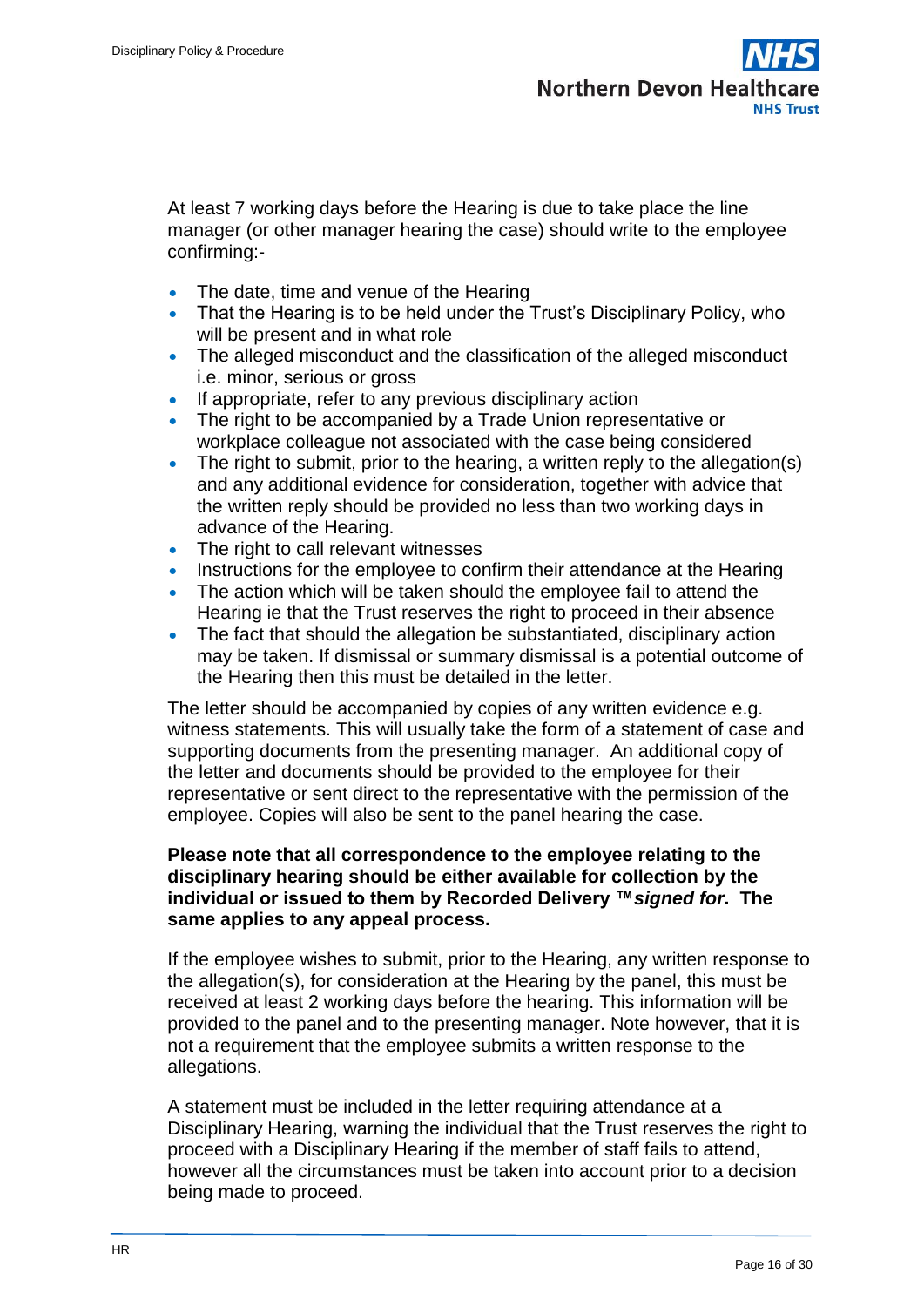At least 7 working days before the Hearing is due to take place the line manager (or other manager hearing the case) should write to the employee confirming:-

- The date, time and venue of the Hearing
- That the Hearing is to be held under the Trust's Disciplinary Policy, who will be present and in what role
- The alleged misconduct and the classification of the alleged misconduct i.e. minor, serious or gross
- If appropriate, refer to any previous disciplinary action
- The right to be accompanied by a Trade Union representative or workplace colleague not associated with the case being considered
- The right to submit, prior to the hearing, a written reply to the allegation(s) and any additional evidence for consideration, together with advice that the written reply should be provided no less than two working days in advance of the Hearing.
- The right to call relevant witnesses
- Instructions for the employee to confirm their attendance at the Hearing
- The action which will be taken should the employee fail to attend the Hearing ie that the Trust reserves the right to proceed in their absence
- The fact that should the allegation be substantiated, disciplinary action may be taken. If dismissal or summary dismissal is a potential outcome of the Hearing then this must be detailed in the letter.

The letter should be accompanied by copies of any written evidence e.g. witness statements. This will usually take the form of a statement of case and supporting documents from the presenting manager. An additional copy of the letter and documents should be provided to the employee for their representative or sent direct to the representative with the permission of the employee. Copies will also be sent to the panel hearing the case.

**Please note that all correspondence to the employee relating to the disciplinary hearing should be either available for collection by the individual or issued to them by Recorded Delivery ™*signed for*. The same applies to any appeal process.**

If the employee wishes to submit, prior to the Hearing, any written response to the allegation(s), for consideration at the Hearing by the panel, this must be received at least 2 working days before the hearing. This information will be provided to the panel and to the presenting manager. Note however, that it is not a requirement that the employee submits a written response to the allegations.

A statement must be included in the letter requiring attendance at a Disciplinary Hearing, warning the individual that the Trust reserves the right to proceed with a Disciplinary Hearing if the member of staff fails to attend, however all the circumstances must be taken into account prior to a decision being made to proceed.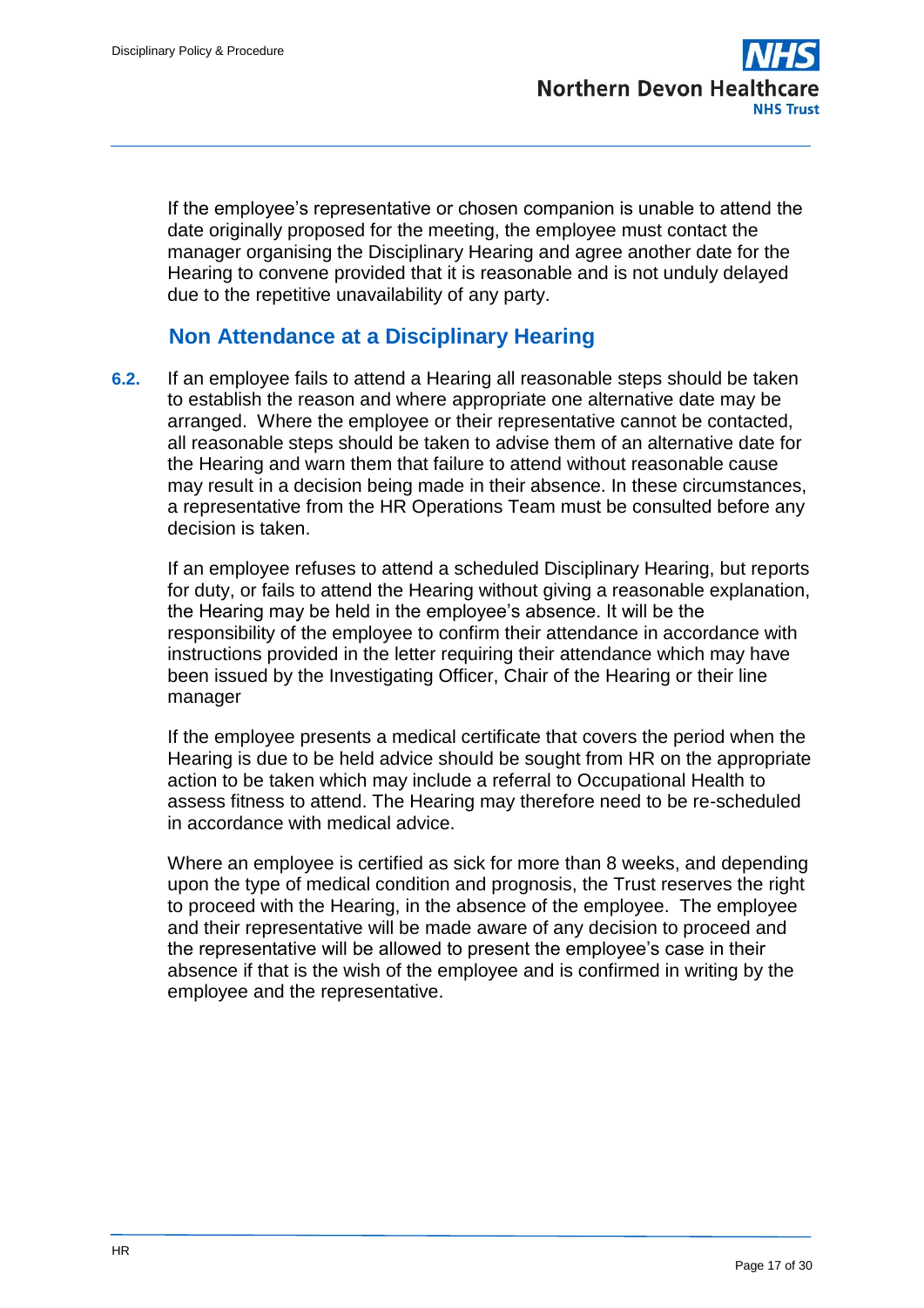If the employee's representative or chosen companion is unable to attend the date originally proposed for the meeting, the employee must contact the manager organising the Disciplinary Hearing and agree another date for the Hearing to convene provided that it is reasonable and is not unduly delayed due to the repetitive unavailability of any party.

## Non Attendance at a Disciplinary Hearing

**6.2.** If an employee fails to attend a Hearing all reasonable steps should be taken to establish the reason and where appropriate one alternative date may be arranged. Where the employee or their representative cannot be contacted, all reasonable steps should be taken to advise them of an alternative date for the Hearing and warn them that failure to attend without reasonable cause may result in a decision being made in their absence. In these circumstances, a representative from the HR Operations Team must be consulted before any decision is taken.

If an employee refuses to attend a scheduled Disciplinary Hearing, but reports for duty, or fails to attend the Hearing without giving a reasonable explanation, the Hearing may be held in the employee's absence. It will be the responsibility of the employee to confirm their attendance in accordance with instructions provided in the letter requiring their attendance which may have been issued by the Investigating Officer, Chair of the Hearing or their line manager

If the employee presents a medical certificate that covers the period when the Hearing is due to be held advice should be sought from HR on the appropriate action to be taken which may include a referral to Occupational Health to assess fitness to attend. The Hearing may therefore need to be re-scheduled in accordance with medical advice.

Where an employee is certified as sick for more than 8 weeks, and depending upon the type of medical condition and prognosis, the Trust reserves the right to proceed with the Hearing, in the absence of the employee. The employee and their representative will be made aware of any decision to proceed and the representative will be allowed to present the employee's case in their absence if that is the wish of the employee and is confirmed in writing by the employee and the representative.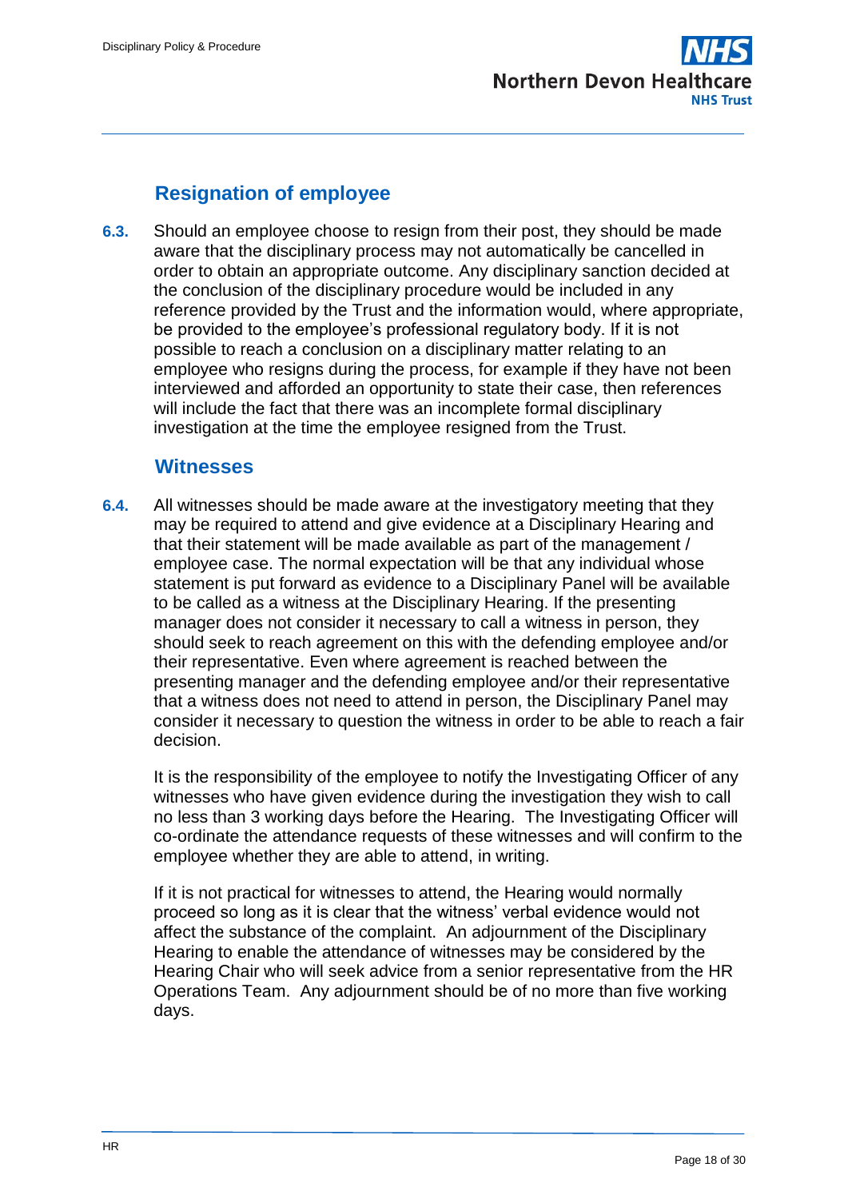## Resignation of employee

**6.3.** Should an employee choose to resign from their post, they should be made aware that the disciplinary process may not automatically be cancelled in order to obtain an appropriate outcome. Any disciplinary sanction decided at the conclusion of the disciplinary procedure would be included in any reference provided by the Trust and the information would, where appropriate, be provided to the employee's professional regulatory body. If it is not possible to reach a conclusion on a disciplinary matter relating to an employee who resigns during the process, for example if they have not been interviewed and afforded an opportunity to state their case, then references will include the fact that there was an incomplete formal disciplinary investigation at the time the employee resigned from the Trust.

## Witnesses

**6.4.** All witnesses should be made aware at the investigatory meeting that they may be required to attend and give evidence at a Disciplinary Hearing and that their statement will be made available as part of the management / employee case. The normal expectation will be that any individual whose statement is put forward as evidence to a Disciplinary Panel will be available to be called as a witness at the Disciplinary Hearing. If the presenting manager does not consider it necessary to call a witness in person, they should seek to reach agreement on this with the defending employee and/or their representative. Even where agreement is reached between the presenting manager and the defending employee and/or their representative that a witness does not need to attend in person, the Disciplinary Panel may consider it necessary to question the witness in order to be able to reach a fair decision.

It is the responsibility of the employee to notify the Investigating Officer of any witnesses who have given evidence during the investigation they wish to call no less than 3 working days before the Hearing. The Investigating Officer will co-ordinate the attendance requests of these witnesses and will confirm to the employee whether they are able to attend, in writing.

If it is not practical for witnesses to attend, the Hearing would normally proceed so long as it is clear that the witness' verbal evidence would not affect the substance of the complaint. An adjournment of the Disciplinary Hearing to enable the attendance of witnesses may be considered by the Hearing Chair who will seek advice from a senior representative from the HR Operations Team. Any adjournment should be of no more than five working days.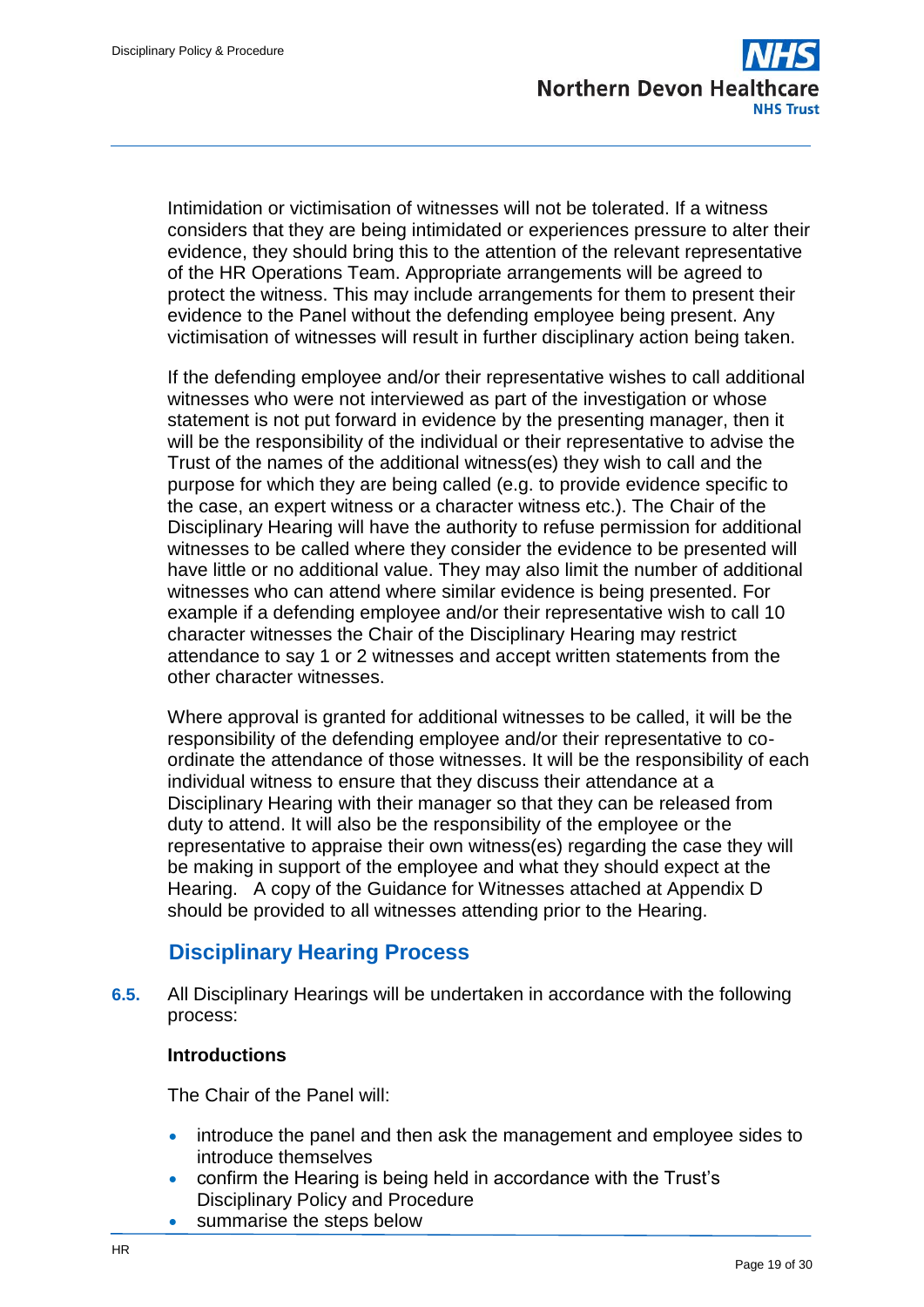Intimidation or victimisation of witnesses will not be tolerated. If a witness considers that they are being intimidated or experiences pressure to alter their evidence, they should bring this to the attention of the relevant representative of the HR Operations Team. Appropriate arrangements will be agreed to protect the witness. This may include arrangements for them to present their evidence to the Panel without the defending employee being present. Any victimisation of witnesses will result in further disciplinary action being taken.

If the defending employee and/or their representative wishes to call additional witnesses who were not interviewed as part of the investigation or whose statement is not put forward in evidence by the presenting manager, then it will be the responsibility of the individual or their representative to advise the Trust of the names of the additional witness(es) they wish to call and the purpose for which they are being called (e.g. to provide evidence specific to the case, an expert witness or a character witness etc.). The Chair of the Disciplinary Hearing will have the authority to refuse permission for additional witnesses to be called where they consider the evidence to be presented will have little or no additional value. They may also limit the number of additional witnesses who can attend where similar evidence is being presented. For example if a defending employee and/or their representative wish to call 10 character witnesses the Chair of the Disciplinary Hearing may restrict attendance to say 1 or 2 witnesses and accept written statements from the other character witnesses.

Where approval is granted for additional witnesses to be called, it will be the responsibility of the defending employee and/or their representative to co-ordinate the attendance of those witnesses. It will be the responsibility of each individual witness to ensure that they discuss their attendance at a Disciplinary Hearing with their manager so that they can be released from duty to attend. It will also be the responsibility of the employee or the representative to appraise their own witness(es) regarding the case they will be making in support of the employee and what they should expect at the Hearing. A copy of the Guidance for Witnesses attached at Appendix D should be provided to all witnesses attending prior to the Hearing.

## Disciplinary Hearing Process

**6.5.** All Disciplinary Hearings will be undertaken in accordance with the following process:

**Introductions**

The Chair of the Panel will:

- introduce the panel and then ask the management and employee sides to introduce themselves
- confirm the Hearing is being held in accordance with the Trust's Disciplinary Policy and Procedure
- summarise the steps below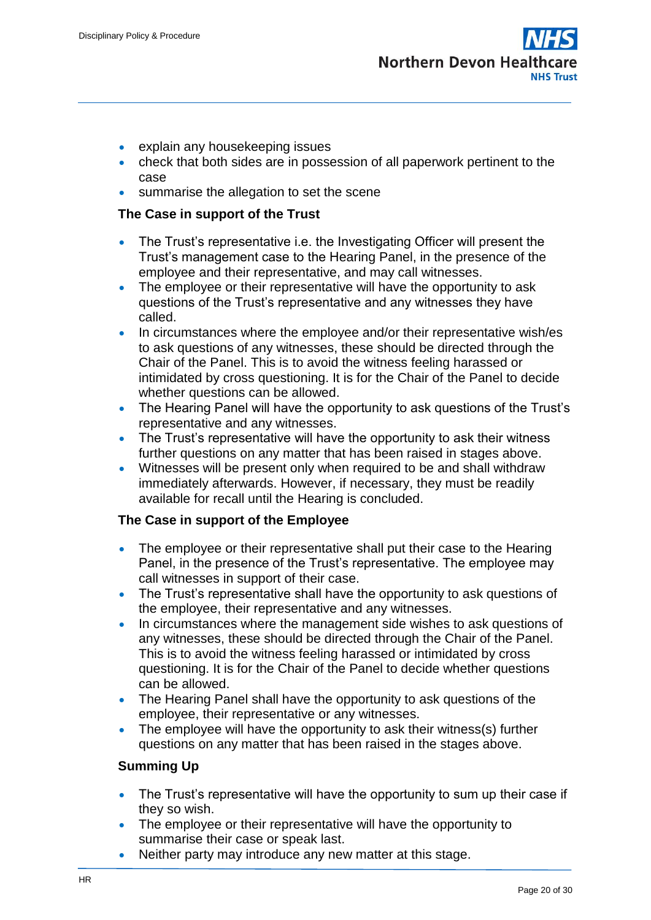- explain any housekeeping issues
- check that both sides are in possession of all paperwork pertinent to the case
- summarise the allegation to set the scene

**The Case in support of the Trust**

- The Trust's representative i.e. the Investigating Officer will present the Trust's management case to the Hearing Panel, in the presence of the employee and their representative, and may call witnesses.
- The employee or their representative will have the opportunity to ask questions of the Trust's representative and any witnesses they have called.
- In circumstances where the employee and/or their representative wish/es to ask questions of any witnesses, these should be directed through the Chair of the Panel. This is to avoid the witness feeling harassed or intimidated by cross questioning. It is for the Chair of the Panel to decide whether questions can be allowed.
- The Hearing Panel will have the opportunity to ask questions of the Trust's representative and any witnesses.
- The Trust's representative will have the opportunity to ask their witness further questions on any matter that has been raised in stages above.
- Witnesses will be present only when required to be and shall withdraw immediately afterwards. However, if necessary, they must be readily available for recall until the Hearing is concluded.

**The Case in support of the Employee**

- The employee or their representative shall put their case to the Hearing Panel, in the presence of the Trust's representative. The employee may call witnesses in support of their case.
- The Trust's representative shall have the opportunity to ask questions of the employee, their representative and any witnesses.
- In circumstances where the management side wishes to ask questions of any witnesses, these should be directed through the Chair of the Panel. This is to avoid the witness feeling harassed or intimidated by cross questioning. It is for the Chair of the Panel to decide whether questions can be allowed.
- The Hearing Panel shall have the opportunity to ask questions of the employee, their representative or any witnesses.
- The employee will have the opportunity to ask their witness(s) further questions on any matter that has been raised in the stages above.

**Summing Up**

- The Trust's representative will have the opportunity to sum up their case if they so wish.
- The employee or their representative will have the opportunity to summarise their case or speak last.
- Neither party may introduce any new matter at this stage.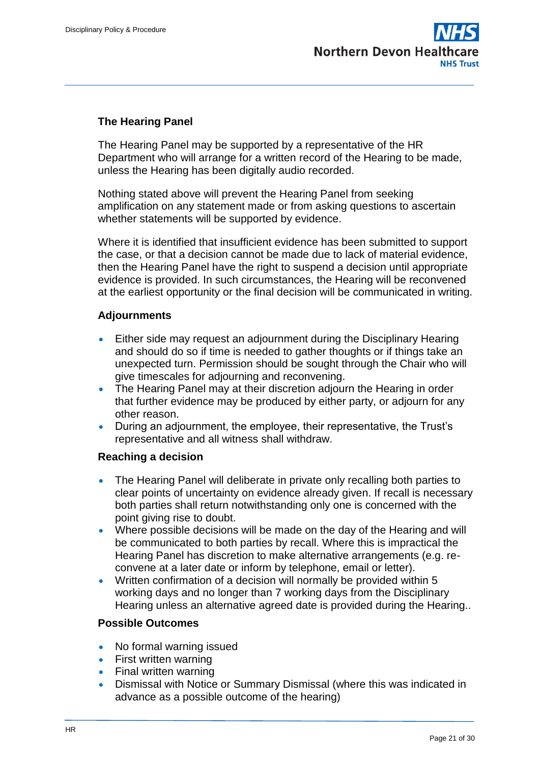### The Hearing Panel

The Hearing Panel may be supported by a representative of the HR Department who will arrange for a written record of the Hearing to be made, unless the Hearing has been digitally audio recorded.

Nothing stated above will prevent the Hearing Panel from seeking amplification on any statement made or from asking questions to ascertain whether statements will be supported by evidence.

Where it is identified that insufficient evidence has been submitted to support the case, or that a decision cannot be made due to lack of material evidence, then the Hearing Panel have the right to suspend a decision until appropriate evidence is provided. In such circumstances, the Hearing will be reconvened at the earliest opportunity or the final decision will be communicated in writing.

### Adjournments

- Either side may request an adjournment during the Disciplinary Hearing and should do so if time is needed to gather thoughts or if things take an unexpected turn. Permission should be sought through the Chair who will give timescales for adjourning and reconvening.
- The Hearing Panel may at their discretion adjourn the Hearing in order that further evidence may be produced by either party, or adjourn for any other reason.
- During an adjournment, the employee, their representative, the Trust's representative and all witness shall withdraw.

### Reaching a decision

- The Hearing Panel will deliberate in private only recalling both parties to clear points of uncertainty on evidence already given. If recall is necessary both parties shall return notwithstanding only one is concerned with the point giving rise to doubt.
- Where possible decisions will be made on the day of the Hearing and will be communicated to both parties by recall. Where this is impractical the Hearing Panel has discretion to make alternative arrangements (e.g. re-convene at a later date or inform by telephone, email or letter).
- Written confirmation of a decision will normally be provided within 5 working days and no longer than 7 working days from the Disciplinary Hearing unless an alternative agreed date is provided during the Hearing..

### Possible Outcomes

- No formal warning issued
- First written warning
- Final written warning
- Dismissal with Notice or Summary Dismissal (where this was indicated in advance as a possible outcome of the hearing)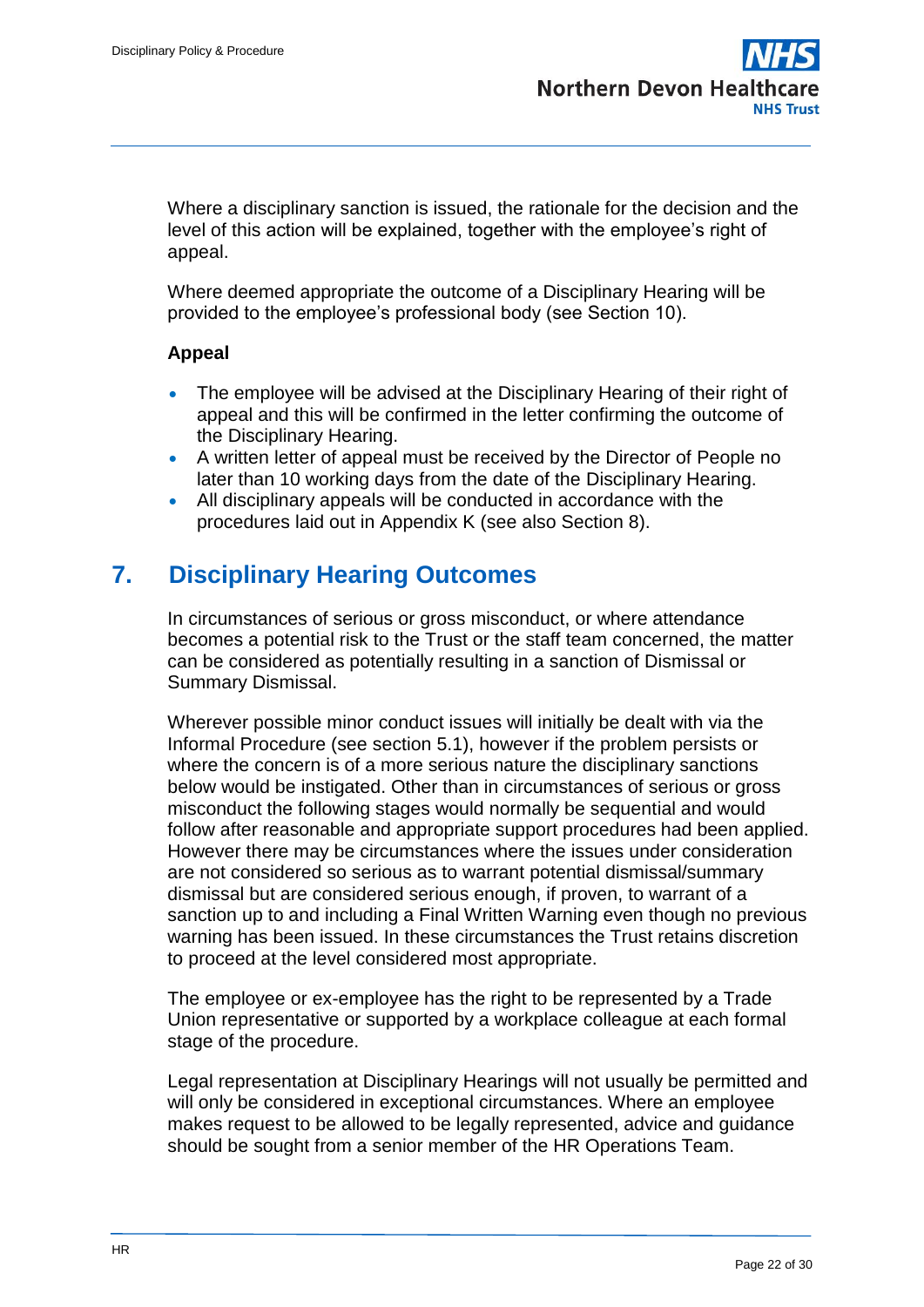Where a disciplinary sanction is issued, the rationale for the decision and the level of this action will be explained, together with the employee's right of appeal.

Where deemed appropriate the outcome of a Disciplinary Hearing will be provided to the employee's professional body (see Section 10).

**Appeal**

- The employee will be advised at the Disciplinary Hearing of their right of appeal and this will be confirmed in the letter confirming the outcome of the Disciplinary Hearing.
- A written letter of appeal must be received by the Director of People no later than 10 working days from the date of the Disciplinary Hearing.
- All disciplinary appeals will be conducted in accordance with the procedures laid out in Appendix K (see also Section 8).

## 7. Disciplinary Hearing Outcomes

In circumstances of serious or gross misconduct, or where attendance becomes a potential risk to the Trust or the staff team concerned, the matter can be considered as potentially resulting in a sanction of Dismissal or Summary Dismissal.

Wherever possible minor conduct issues will initially be dealt with via the Informal Procedure (see section 5.1), however if the problem persists or where the concern is of a more serious nature the disciplinary sanctions below would be instigated. Other than in circumstances of serious or gross misconduct the following stages would normally be sequential and would follow after reasonable and appropriate support procedures had been applied. However there may be circumstances where the issues under consideration are not considered so serious as to warrant potential dismissal/summary dismissal but are considered serious enough, if proven, to warrant of a sanction up to and including a Final Written Warning even though no previous warning has been issued. In these circumstances the Trust retains discretion to proceed at the level considered most appropriate.

The employee or ex-employee has the right to be represented by a Trade Union representative or supported by a workplace colleague at each formal stage of the procedure.

Legal representation at Disciplinary Hearings will not usually be permitted and will only be considered in exceptional circumstances. Where an employee makes request to be allowed to be legally represented, advice and guidance should be sought from a senior member of the HR Operations Team.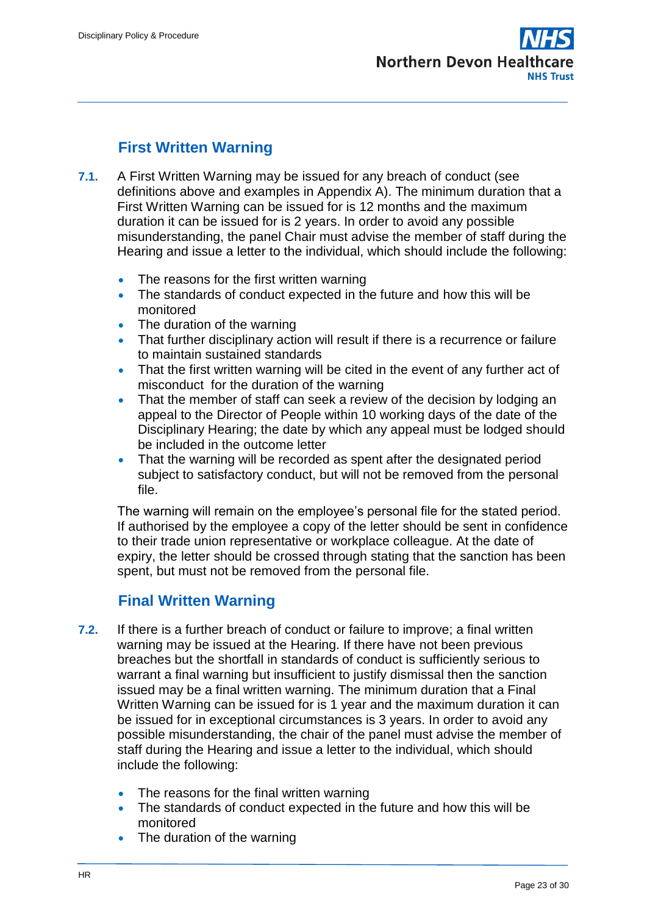## First Written Warning

**7.1.** A First Written Warning may be issued for any breach of conduct (see definitions above and examples in Appendix A). The minimum duration that a First Written Warning can be issued for is 12 months and the maximum duration it can be issued for is 2 years. In order to avoid any possible misunderstanding, the panel Chair must advise the member of staff during the Hearing and issue a letter to the individual, which should include the following:

- The reasons for the first written warning
- The standards of conduct expected in the future and how this will be monitored
- The duration of the warning
- That further disciplinary action will result if there is a recurrence or failure to maintain sustained standards
- That the first written warning will be cited in the event of any further act of misconduct for the duration of the warning
- That the member of staff can seek a review of the decision by lodging an appeal to the Director of People within 10 working days of the date of the Disciplinary Hearing; the date by which any appeal must be lodged should be included in the outcome letter
- That the warning will be recorded as spent after the designated period subject to satisfactory conduct, but will not be removed from the personal file.

The warning will remain on the employee's personal file for the stated period. If authorised by the employee a copy of the letter should be sent in confidence to their trade union representative or workplace colleague. At the date of expiry, the letter should be crossed through stating that the sanction has been spent, but must not be removed from the personal file.

## Final Written Warning

**7.2.** If there is a further breach of conduct or failure to improve; a final written warning may be issued at the Hearing. If there have not been previous breaches but the shortfall in standards of conduct is sufficiently serious to warrant a final warning but insufficient to justify dismissal then the sanction issued may be a final written warning. The minimum duration that a Final Written Warning can be issued for is 1 year and the maximum duration it can be issued for in exceptional circumstances is 3 years. In order to avoid any possible misunderstanding, the chair of the panel must advise the member of staff during the Hearing and issue a letter to the individual, which should include the following:

- The reasons for the final written warning
- The standards of conduct expected in the future and how this will be monitored
- The duration of the warning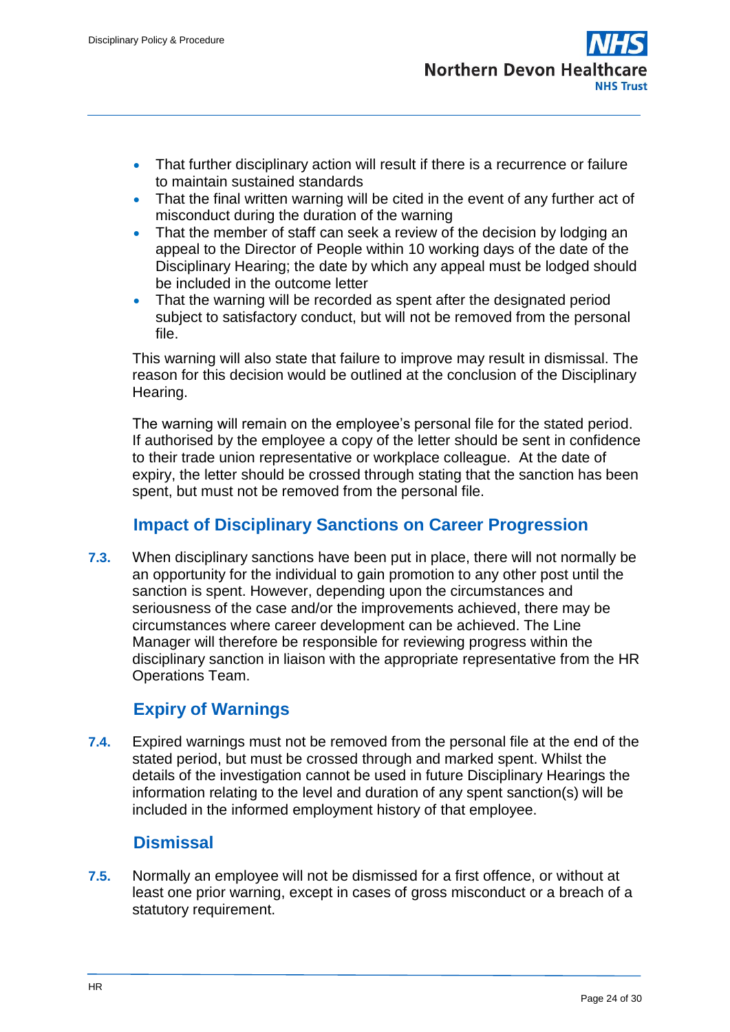- That further disciplinary action will result if there is a recurrence or failure to maintain sustained standards
- That the final written warning will be cited in the event of any further act of misconduct during the duration of the warning
- That the member of staff can seek a review of the decision by lodging an appeal to the Director of People within 10 working days of the date of the Disciplinary Hearing; the date by which any appeal must be lodged should be included in the outcome letter
- That the warning will be recorded as spent after the designated period subject to satisfactory conduct, but will not be removed from the personal file.

This warning will also state that failure to improve may result in dismissal. The reason for this decision would be outlined at the conclusion of the Disciplinary Hearing.

The warning will remain on the employee's personal file for the stated period. If authorised by the employee a copy of the letter should be sent in confidence to their trade union representative or workplace colleague. At the date of expiry, the letter should be crossed through stating that the sanction has been spent, but must not be removed from the personal file.

## Impact of Disciplinary Sanctions on Career Progression

**7.3.** When disciplinary sanctions have been put in place, there will not normally be an opportunity for the individual to gain promotion to any other post until the sanction is spent. However, depending upon the circumstances and seriousness of the case and/or the improvements achieved, there may be circumstances where career development can be achieved. The Line Manager will therefore be responsible for reviewing progress within the disciplinary sanction in liaison with the appropriate representative from the HR Operations Team.

## Expiry of Warnings

**7.4.** Expired warnings must not be removed from the personal file at the end of the stated period, but must be crossed through and marked spent. Whilst the details of the investigation cannot be used in future Disciplinary Hearings the information relating to the level and duration of any spent sanction(s) will be included in the informed employment history of that employee.

## Dismissal

**7.5.** Normally an employee will not be dismissed for a first offence, or without at least one prior warning, except in cases of gross misconduct or a breach of a statutory requirement.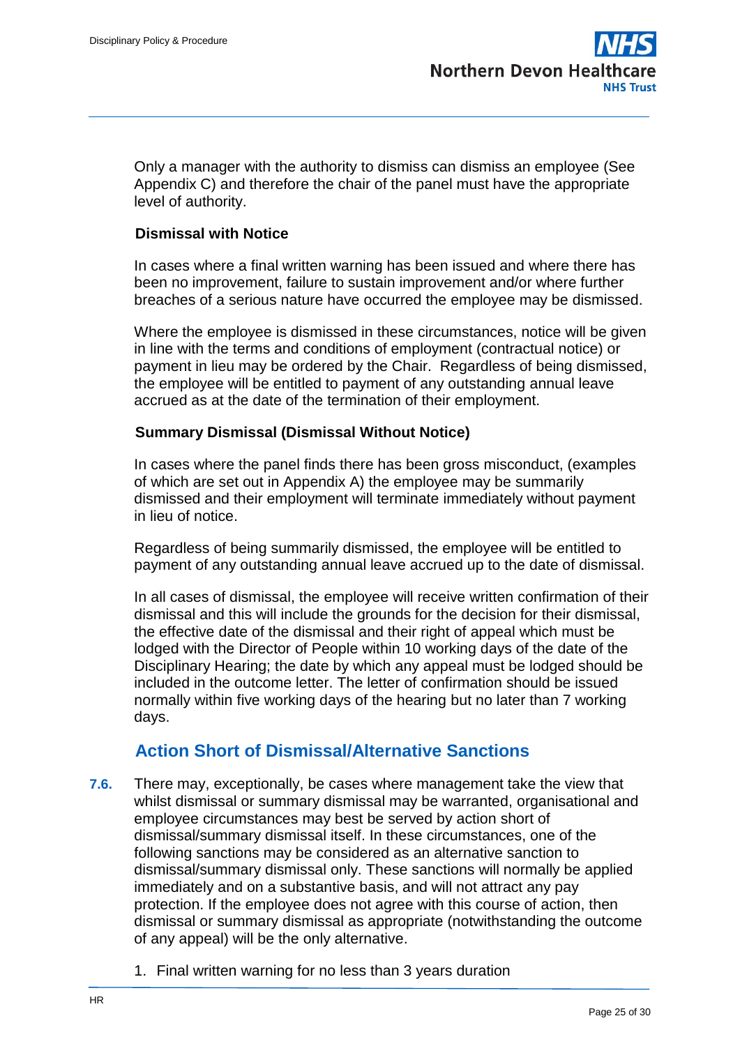Only a manager with the authority to dismiss can dismiss an employee (See Appendix C) and therefore the chair of the panel must have the appropriate level of authority.

**Dismissal with Notice**

In cases where a final written warning has been issued and where there has been no improvement, failure to sustain improvement and/or where further breaches of a serious nature have occurred the employee may be dismissed.

Where the employee is dismissed in these circumstances, notice will be given in line with the terms and conditions of employment (contractual notice) or payment in lieu may be ordered by the Chair. Regardless of being dismissed, the employee will be entitled to payment of any outstanding annual leave accrued as at the date of the termination of their employment.

**Summary Dismissal (Dismissal Without Notice)**

In cases where the panel finds there has been gross misconduct, (examples of which are set out in Appendix A) the employee may be summarily dismissed and their employment will terminate immediately without payment in lieu of notice.

Regardless of being summarily dismissed, the employee will be entitled to payment of any outstanding annual leave accrued up to the date of dismissal.

In all cases of dismissal, the employee will receive written confirmation of their dismissal and this will include the grounds for the decision for their dismissal, the effective date of the dismissal and their right of appeal which must be lodged with the Director of People within 10 working days of the date of the Disciplinary Hearing; the date by which any appeal must be lodged should be included in the outcome letter. The letter of confirmation should be issued normally within five working days of the hearing but no later than 7 working days.

## Action Short of Dismissal/Alternative Sanctions

**7.6.** There may, exceptionally, be cases where management take the view that whilst dismissal or summary dismissal may be warranted, organisational and employee circumstances may best be served by action short of dismissal/summary dismissal itself. In these circumstances, one of the following sanctions may be considered as an alternative sanction to dismissal/summary dismissal only. These sanctions will normally be applied immediately and on a substantive basis, and will not attract any pay protection. If the employee does not agree with this course of action, then dismissal or summary dismissal as appropriate (notwithstanding the outcome of any appeal) will be the only alternative.

1. Final written warning for no less than 3 years duration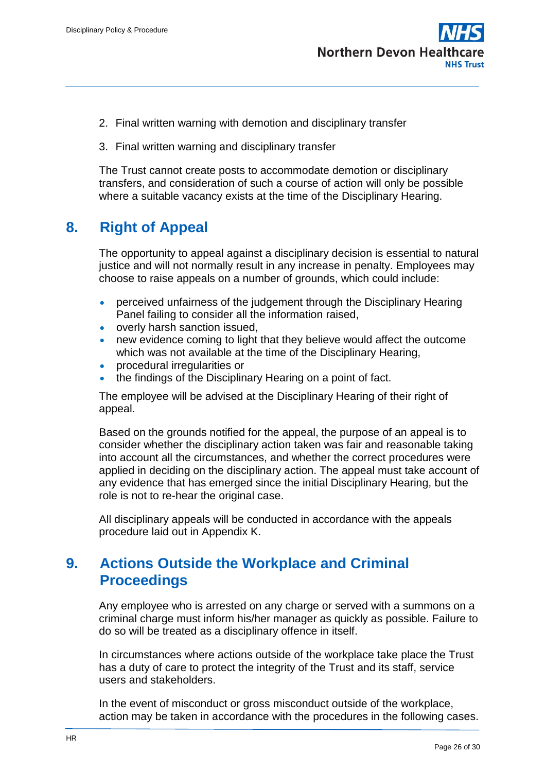2. Final written warning with demotion and disciplinary transfer
3. Final written warning and disciplinary transfer

The Trust cannot create posts to accommodate demotion or disciplinary transfers, and consideration of such a course of action will only be possible where a suitable vacancy exists at the time of the Disciplinary Hearing.

## 8. Right of Appeal

The opportunity to appeal against a disciplinary decision is essential to natural justice and will not normally result in any increase in penalty. Employees may choose to raise appeals on a number of grounds, which could include:

- perceived unfairness of the judgement through the Disciplinary Hearing Panel failing to consider all the information raised,
- overly harsh sanction issued,
- new evidence coming to light that they believe would affect the outcome which was not available at the time of the Disciplinary Hearing,
- procedural irregularities or
- the findings of the Disciplinary Hearing on a point of fact.

The employee will be advised at the Disciplinary Hearing of their right of appeal.

Based on the grounds notified for the appeal, the purpose of an appeal is to consider whether the disciplinary action taken was fair and reasonable taking into account all the circumstances, and whether the correct procedures were applied in deciding on the disciplinary action. The appeal must take account of any evidence that has emerged since the initial Disciplinary Hearing, but the role is not to re-hear the original case.

All disciplinary appeals will be conducted in accordance with the appeals procedure laid out in Appendix K.

## 9. Actions Outside the Workplace and Criminal Proceedings

Any employee who is arrested on any charge or served with a summons on a criminal charge must inform his/her manager as quickly as possible. Failure to do so will be treated as a disciplinary offence in itself.

In circumstances where actions outside of the workplace take place the Trust has a duty of care to protect the integrity of the Trust and its staff, service users and stakeholders.

In the event of misconduct or gross misconduct outside of the workplace, action may be taken in accordance with the procedures in the following cases.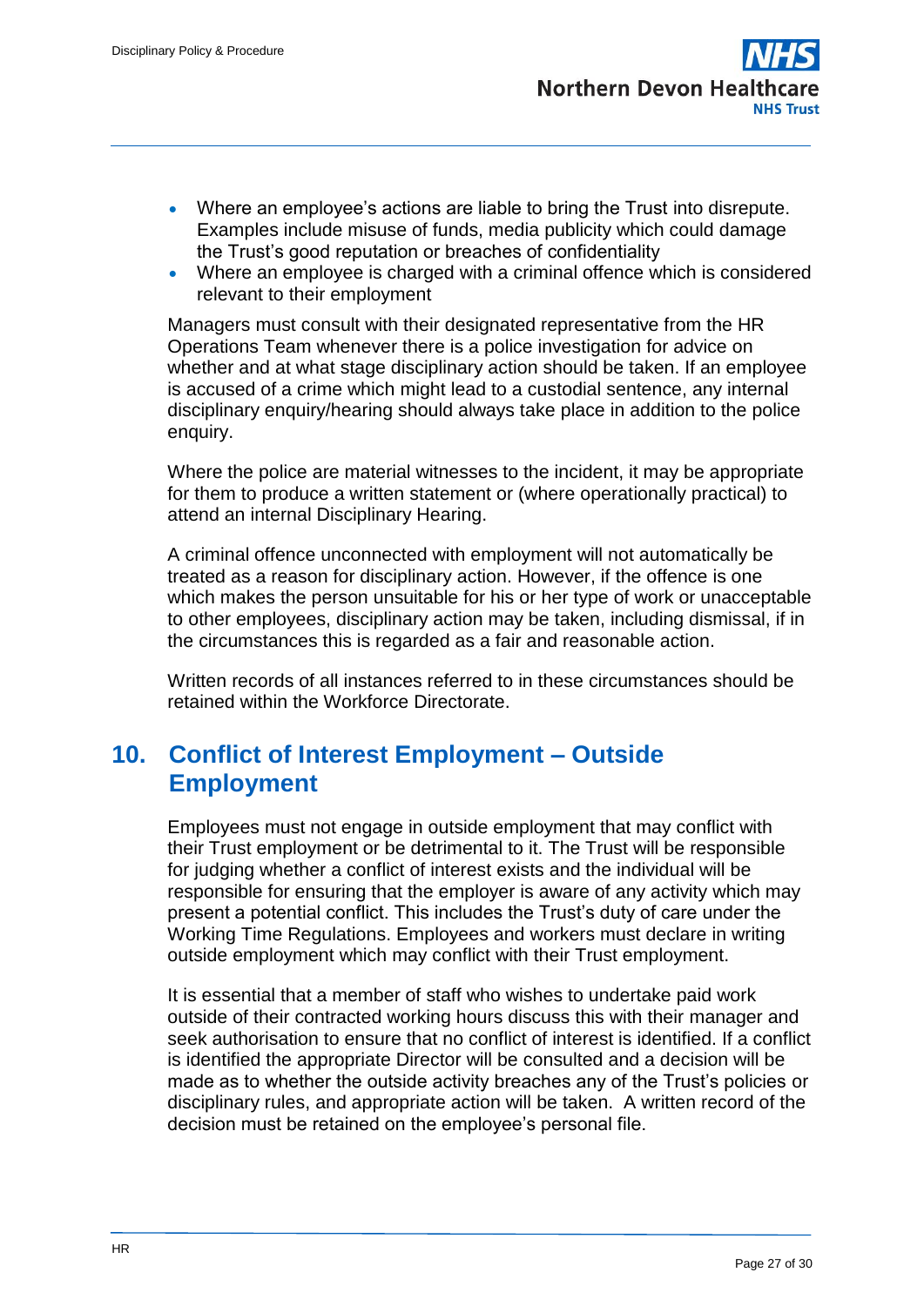- Where an employee's actions are liable to bring the Trust into disrepute. Examples include misuse of funds, media publicity which could damage the Trust's good reputation or breaches of confidentiality
- Where an employee is charged with a criminal offence which is considered relevant to their employment

Managers must consult with their designated representative from the HR Operations Team whenever there is a police investigation for advice on whether and at what stage disciplinary action should be taken. If an employee is accused of a crime which might lead to a custodial sentence, any internal disciplinary enquiry/hearing should always take place in addition to the police enquiry.

Where the police are material witnesses to the incident, it may be appropriate for them to produce a written statement or (where operationally practical) to attend an internal Disciplinary Hearing.

A criminal offence unconnected with employment will not automatically be treated as a reason for disciplinary action. However, if the offence is one which makes the person unsuitable for his or her type of work or unacceptable to other employees, disciplinary action may be taken, including dismissal, if in the circumstances this is regarded as a fair and reasonable action.

Written records of all instances referred to in these circumstances should be retained within the Workforce Directorate.

## 10. Conflict of Interest Employment – Outside Employment

Employees must not engage in outside employment that may conflict with their Trust employment or be detrimental to it. The Trust will be responsible for judging whether a conflict of interest exists and the individual will be responsible for ensuring that the employer is aware of any activity which may present a potential conflict. This includes the Trust's duty of care under the Working Time Regulations. Employees and workers must declare in writing outside employment which may conflict with their Trust employment.

It is essential that a member of staff who wishes to undertake paid work outside of their contracted working hours discuss this with their manager and seek authorisation to ensure that no conflict of interest is identified. If a conflict is identified the appropriate Director will be consulted and a decision will be made as to whether the outside activity breaches any of the Trust's policies or disciplinary rules, and appropriate action will be taken. A written record of the decision must be retained on the employee's personal file.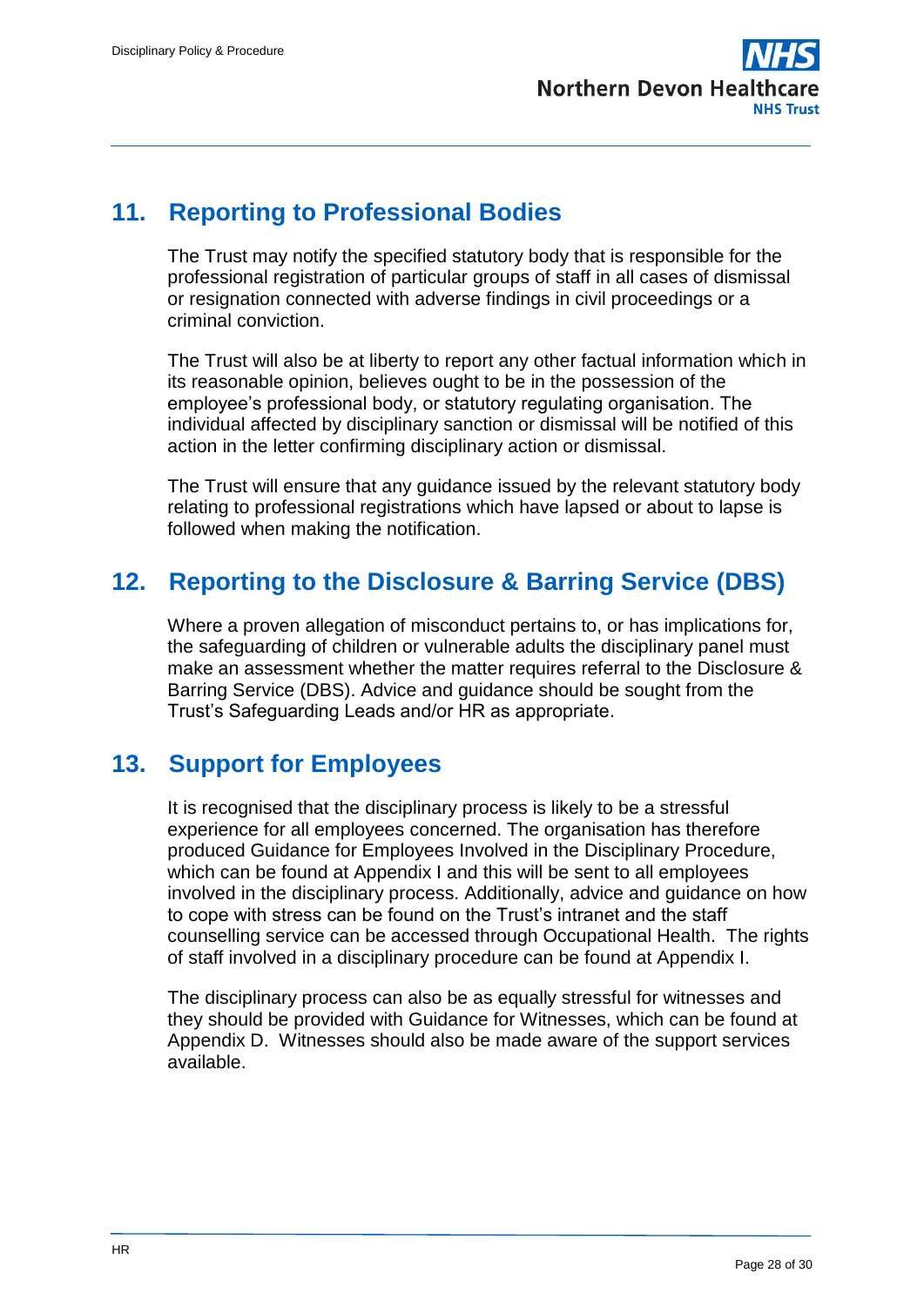## 11. Reporting to Professional Bodies

The Trust may notify the specified statutory body that is responsible for the professional registration of particular groups of staff in all cases of dismissal or resignation connected with adverse findings in civil proceedings or a criminal conviction.

The Trust will also be at liberty to report any other factual information which in its reasonable opinion, believes ought to be in the possession of the employee's professional body, or statutory regulating organisation. The individual affected by disciplinary sanction or dismissal will be notified of this action in the letter confirming disciplinary action or dismissal.

The Trust will ensure that any guidance issued by the relevant statutory body relating to professional registrations which have lapsed or about to lapse is followed when making the notification.

## 12. Reporting to the Disclosure & Barring Service (DBS)

Where a proven allegation of misconduct pertains to, or has implications for, the safeguarding of children or vulnerable adults the disciplinary panel must make an assessment whether the matter requires referral to the Disclosure & Barring Service (DBS). Advice and guidance should be sought from the Trust's Safeguarding Leads and/or HR as appropriate.

## 13. Support for Employees

It is recognised that the disciplinary process is likely to be a stressful experience for all employees concerned. The organisation has therefore produced Guidance for Employees Involved in the Disciplinary Procedure, which can be found at Appendix I and this will be sent to all employees involved in the disciplinary process. Additionally, advice and guidance on how to cope with stress can be found on the Trust's intranet and the staff counselling service can be accessed through Occupational Health. The rights of staff involved in a disciplinary procedure can be found at Appendix I.

The disciplinary process can also be as equally stressful for witnesses and they should be provided with Guidance for Witnesses, which can be found at Appendix D. Witnesses should also be made aware of the support services available.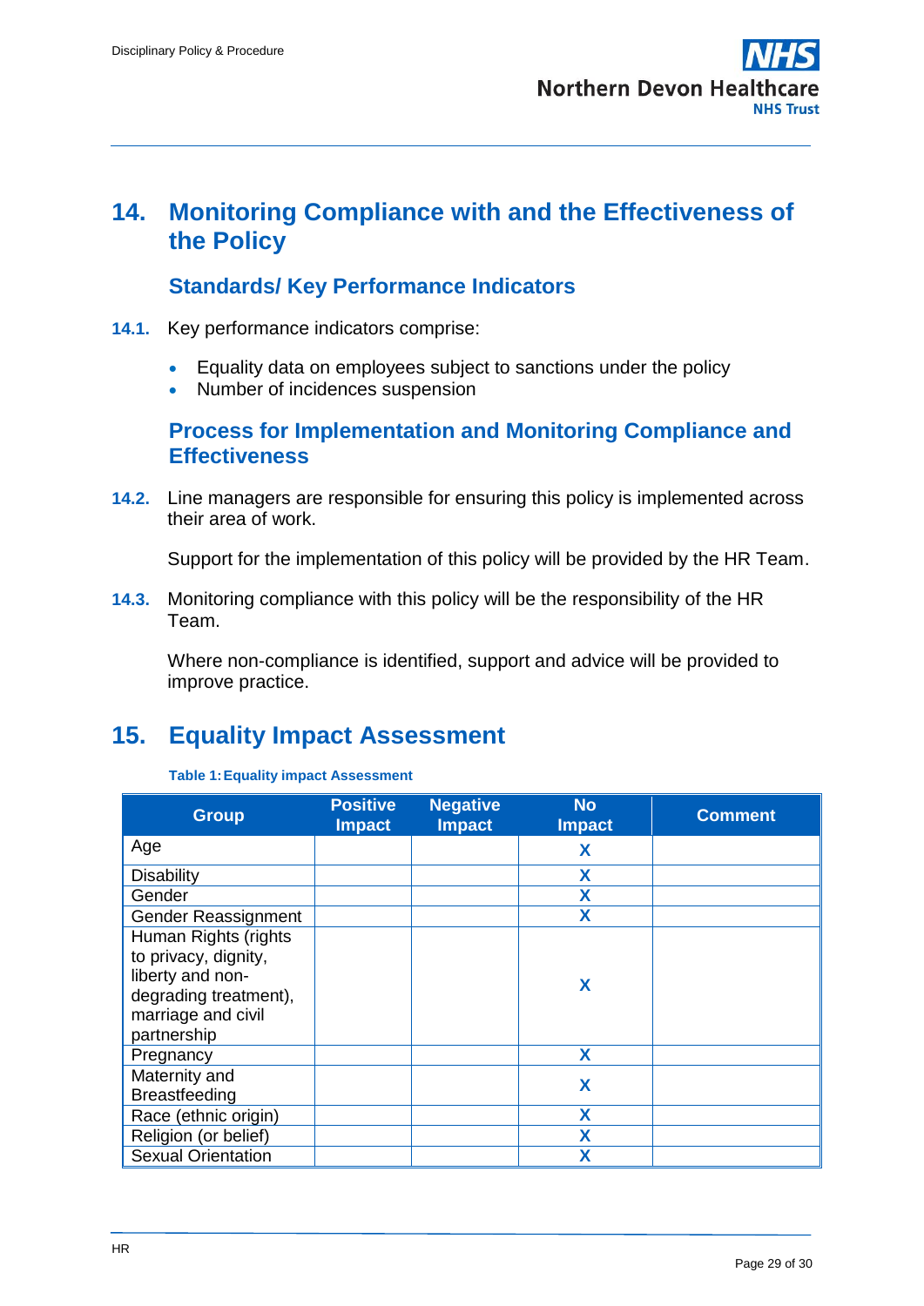## 14. Monitoring Compliance with and the Effectiveness of the Policy

### Standards/ Key Performance Indicators

**14.1.** Key performance indicators comprise:

- Equality data on employees subject to sanctions under the policy
- Number of incidences suspension

### Process for Implementation and Monitoring Compliance and Effectiveness

**14.2.** Line managers are responsible for ensuring this policy is implemented across their area of work.

Support for the implementation of this policy will be provided by the HR Team.

**14.3.** Monitoring compliance with this policy will be the responsibility of the HR Team.

Where non-compliance is identified, support and advice will be provided to improve practice.

## 15. Equality Impact Assessment

**Table 1: Equality impact Assessment**

| Group | Positive Impact | Negative Impact | No Impact | Comment |
|---|---|---|---|---|
| Age | | | X | |
| Disability | | | X | |
| Gender | | | X | |
| Gender Reassignment | | | X | |
| Human Rights (rights to privacy, dignity, liberty and non-degrading treatment), marriage and civil partnership | | | X | |
| Pregnancy | | | X | |
| Maternity and Breastfeeding | | | X | |
| Race (ethnic origin) | | | X | |
| Religion (or belief) | | | X | |
| Sexual Orientation | | | X | |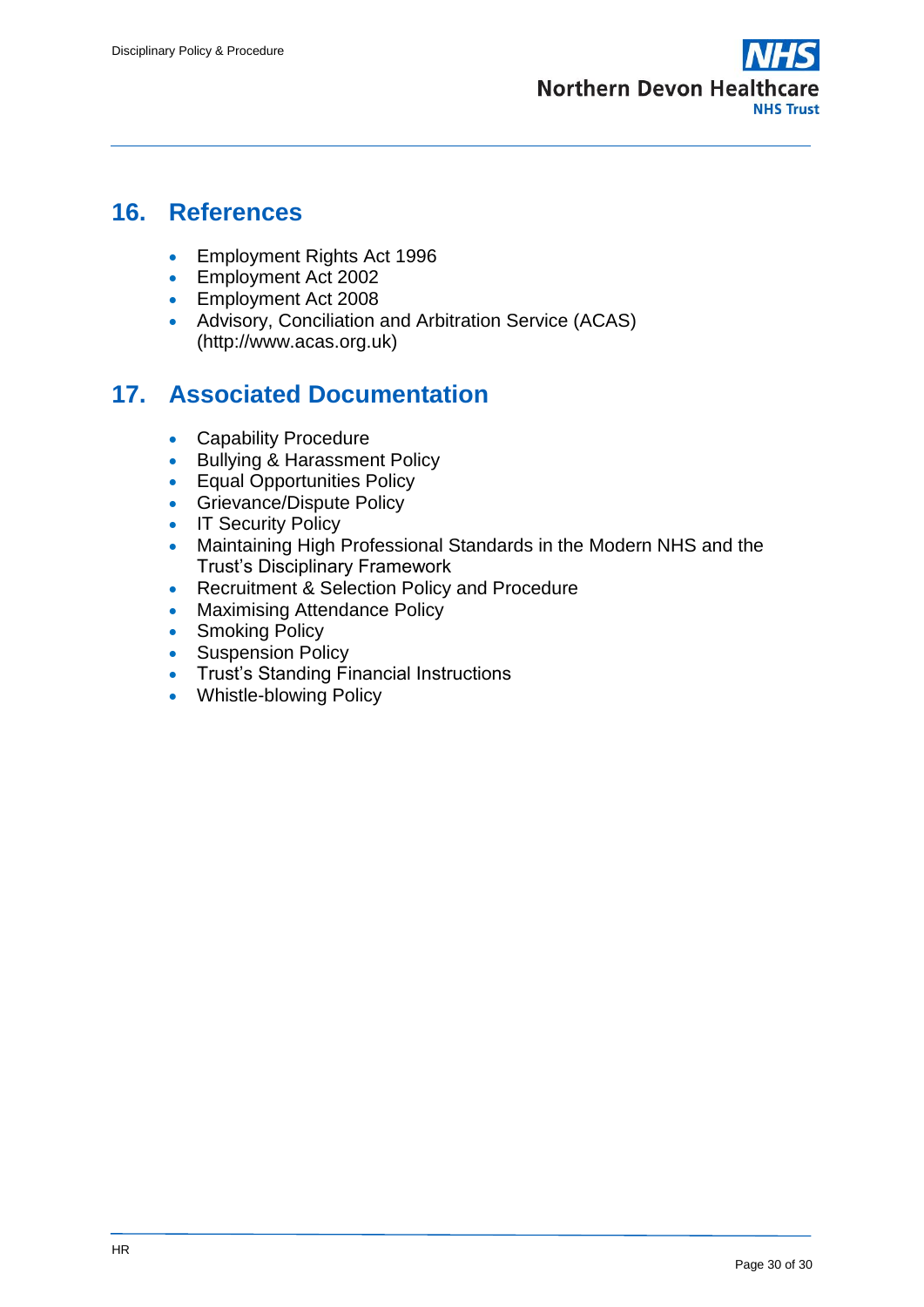## 16. References

- Employment Rights Act 1996
- Employment Act 2002
- Employment Act 2008
- Advisory, Conciliation and Arbitration Service (ACAS) (http://www.acas.org.uk)

## 17. Associated Documentation

- Capability Procedure
- Bullying & Harassment Policy
- Equal Opportunities Policy
- Grievance/Dispute Policy
- IT Security Policy
- Maintaining High Professional Standards in the Modern NHS and the Trust's Disciplinary Framework
- Recruitment & Selection Policy and Procedure
- Maximising Attendance Policy
- Smoking Policy
- Suspension Policy
- Trust's Standing Financial Instructions
- Whistle-blowing Policy